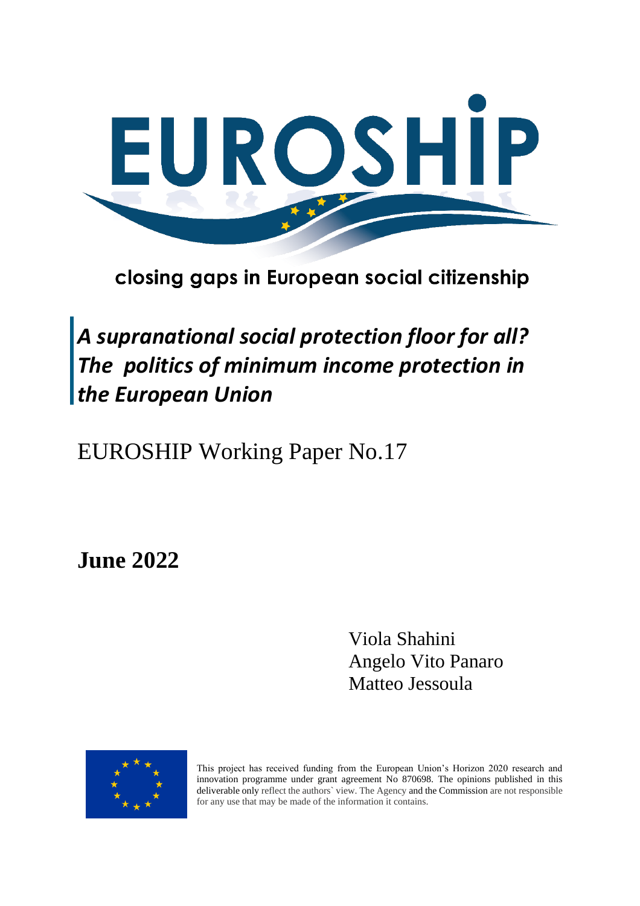# EUROSHIP

closing gaps in European social citizenship

## *A supranational social protection floor for all? The politics of minimum income protection in the European Union*

EUROSHIP Working Paper No.17

**June 2022**

Viola Shahini
Angelo Vito Panaro
Matteo Jessoula

This project has received funding from the European Union's Horizon 2020 research and innovation programme under grant agreement No 870698. The opinions published in this deliverable only reflect the authors` view. The Agency and the Commission are not responsible for any use that may be made of the information it contains.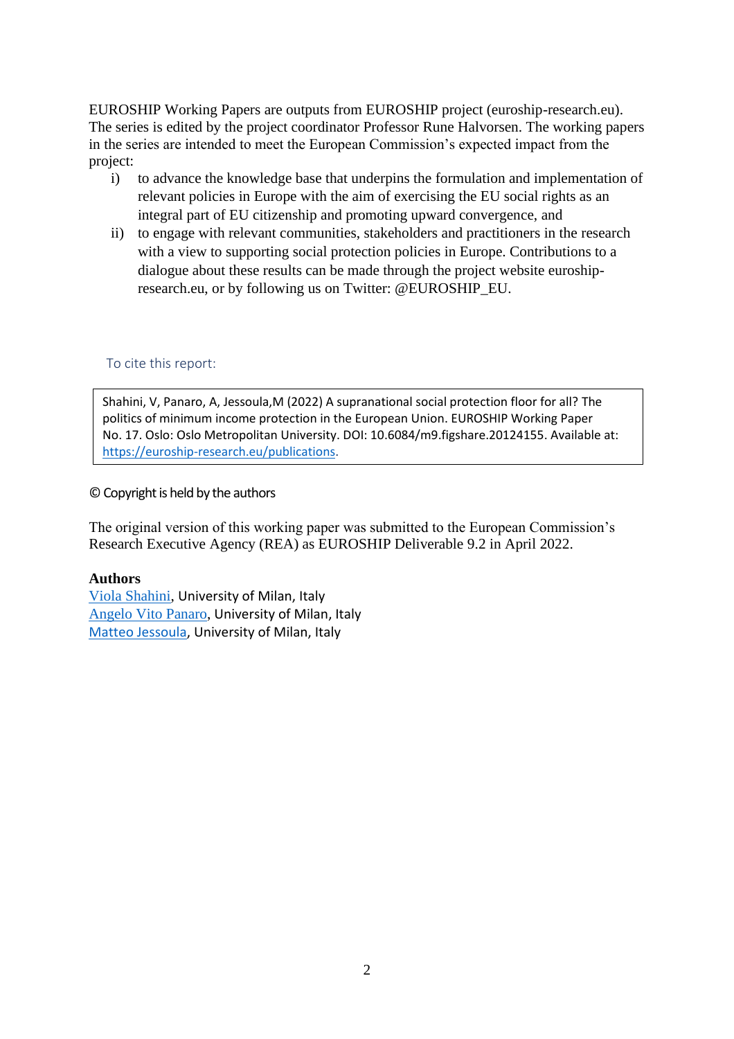EUROSHIP Working Papers are outputs from EUROSHIP project (euroship-research.eu). The series is edited by the project coordinator Professor Rune Halvorsen. The working papers in the series are intended to meet the European Commission's expected impact from the project:

i) to advance the knowledge base that underpins the formulation and implementation of relevant policies in Europe with the aim of exercising the EU social rights as an integral part of EU citizenship and promoting upward convergence, and
ii) to engage with relevant communities, stakeholders and practitioners in the research with a view to supporting social protection policies in Europe. Contributions to a dialogue about these results can be made through the project website euroship-research.eu, or by following us on Twitter: @EUROSHIP_EU.

To cite this report:

> Shahini, V, Panaro, A, Jessoula,M (2022) A supranational social protection floor for all? The politics of minimum income protection in the European Union. EUROSHIP Working Paper No. 17. Oslo: Oslo Metropolitan University. DOI: 10.6084/m9.figshare.20124155. Available at: https://euroship-research.eu/publications.

© Copyright is held by the authors

The original version of this working paper was submitted to the European Commission's Research Executive Agency (REA) as EUROSHIP Deliverable 9.2 in April 2022.

**Authors**

Viola Shahini, University of Milan, Italy
Angelo Vito Panaro, University of Milan, Italy
Matteo Jessoula, University of Milan, Italy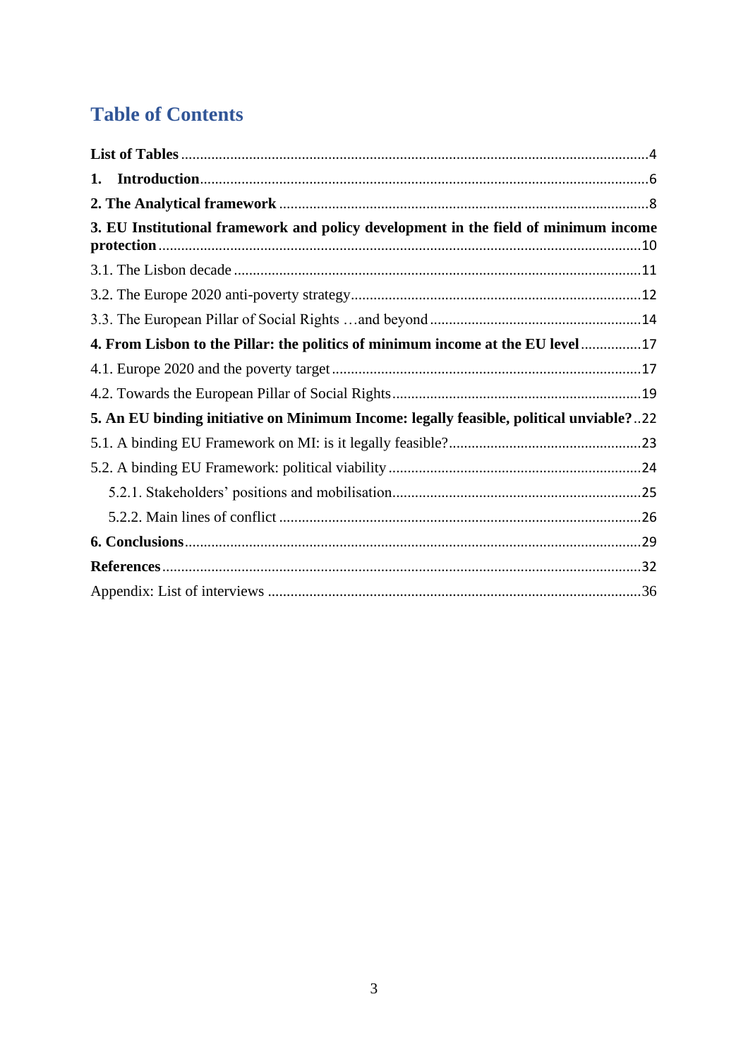# Table of Contents

**List of Tables** ....................................................................................................................4

**1. Introduction**........................................................................................................................6

**2. The Analytical framework** ...............................................................................................8

**3. EU Institutional framework and policy development in the field of minimum income protection** ..............................................................................................................................10

3.1. The Lisbon decade ............................................................................................................11

3.2. The Europe 2020 anti-poverty strategy.............................................................................12

3.3. The European Pillar of Social Rights …and beyond .........................................................14

**4. From Lisbon to the Pillar: the politics of minimum income at the EU level** ...............17

4.1. Europe 2020 and the poverty target ..................................................................................17

4.2. Towards the European Pillar of Social Rights..................................................................19

**5. An EU binding initiative on Minimum Income: legally feasible, political unviable?** ..22

5.1. A binding EU Framework on MI: is it legally feasible?...................................................23

5.2. A binding EU Framework: political viability ...................................................................24

5.2.1. Stakeholders' positions and mobilisation.....................................................................25

5.2.2. Main lines of conflict ...................................................................................................26

**6. Conclusions**.........................................................................................................................29

**References**..............................................................................................................................32

Appendix: List of interviews ....................................................................................................36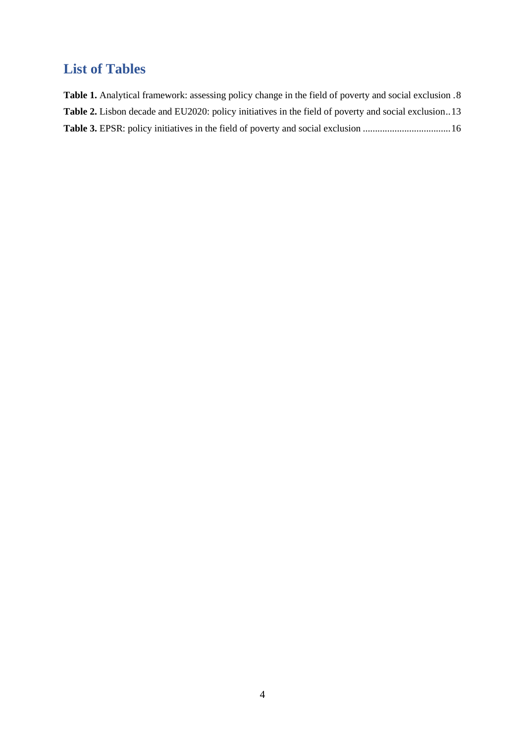## List of Tables

**Table 1.** Analytical framework: assessing policy change in the field of poverty and social exclusion . 8

**Table 2.** Lisbon decade and EU2020: policy initiatives in the field of poverty and social exclusion .. 13

**Table 3.** EPSR: policy initiatives in the field of poverty and social exclusion .................................... 16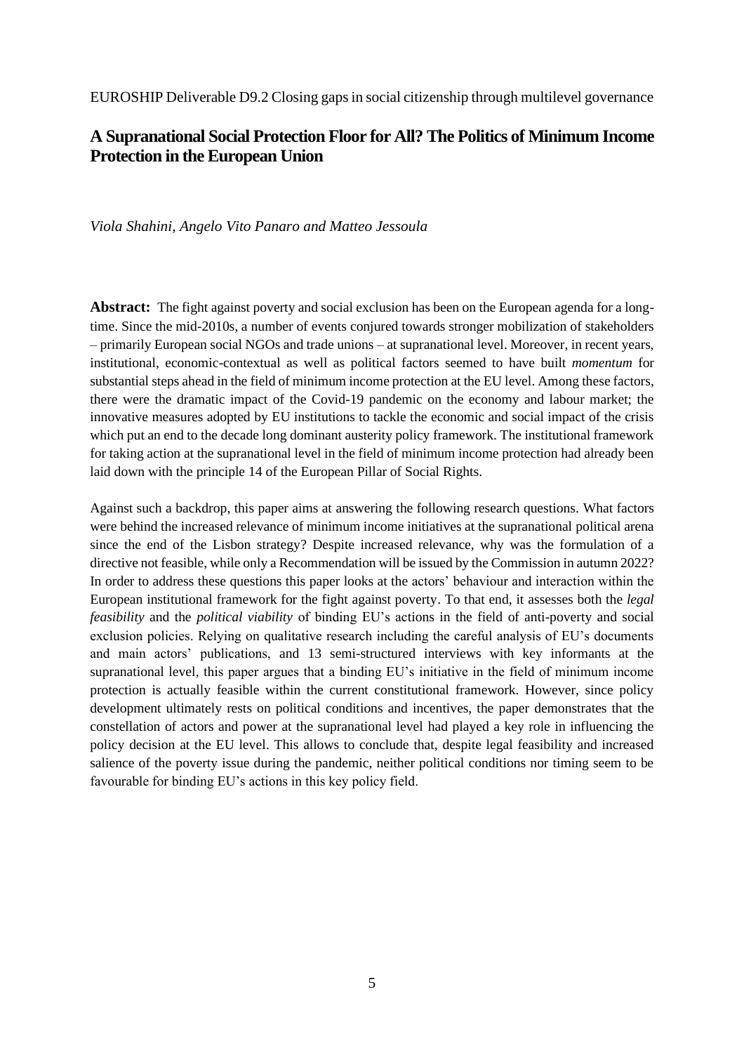EUROSHIP Deliverable D9.2 Closing gaps in social citizenship through multilevel governance

# A Supranational Social Protection Floor for All? The Politics of Minimum Income Protection in the European Union

*Viola Shahini, Angelo Vito Panaro and Matteo Jessoula*

**Abstract:** The fight against poverty and social exclusion has been on the European agenda for a long-time. Since the mid-2010s, a number of events conjured towards stronger mobilization of stakeholders – primarily European social NGOs and trade unions – at supranational level. Moreover, in recent years, institutional, economic-contextual as well as political factors seemed to have built *momentum* for substantial steps ahead in the field of minimum income protection at the EU level. Among these factors, there were the dramatic impact of the Covid-19 pandemic on the economy and labour market; the innovative measures adopted by EU institutions to tackle the economic and social impact of the crisis which put an end to the decade long dominant austerity policy framework. The institutional framework for taking action at the supranational level in the field of minimum income protection had already been laid down with the principle 14 of the European Pillar of Social Rights.

Against such a backdrop, this paper aims at answering the following research questions. What factors were behind the increased relevance of minimum income initiatives at the supranational political arena since the end of the Lisbon strategy? Despite increased relevance, why was the formulation of a directive not feasible, while only a Recommendation will be issued by the Commission in autumn 2022? In order to address these questions this paper looks at the actors' behaviour and interaction within the European institutional framework for the fight against poverty. To that end, it assesses both the *legal feasibility* and the *political viability* of binding EU's actions in the field of anti-poverty and social exclusion policies. Relying on qualitative research including the careful analysis of EU's documents and main actors' publications, and 13 semi-structured interviews with key informants at the supranational level, this paper argues that a binding EU's initiative in the field of minimum income protection is actually feasible within the current constitutional framework. However, since policy development ultimately rests on political conditions and incentives, the paper demonstrates that the constellation of actors and power at the supranational level had played a key role in influencing the policy decision at the EU level. This allows to conclude that, despite legal feasibility and increased salience of the poverty issue during the pandemic, neither political conditions nor timing seem to be favourable for binding EU's actions in this key policy field.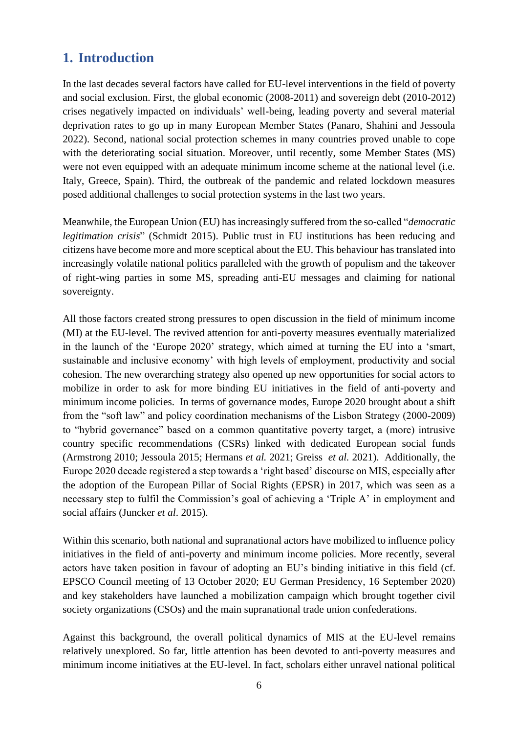## 1. Introduction

In the last decades several factors have called for EU-level interventions in the field of poverty and social exclusion. First, the global economic (2008-2011) and sovereign debt (2010-2012) crises negatively impacted on individuals' well-being, leading poverty and several material deprivation rates to go up in many European Member States (Panaro, Shahini and Jessoula 2022). Second, national social protection schemes in many countries proved unable to cope with the deteriorating social situation. Moreover, until recently, some Member States (MS) were not even equipped with an adequate minimum income scheme at the national level (i.e. Italy, Greece, Spain). Third, the outbreak of the pandemic and related lockdown measures posed additional challenges to social protection systems in the last two years.

Meanwhile, the European Union (EU) has increasingly suffered from the so-called "*democratic legitimation crisis*" (Schmidt 2015). Public trust in EU institutions has been reducing and citizens have become more and more sceptical about the EU. This behaviour has translated into increasingly volatile national politics paralleled with the growth of populism and the takeover of right-wing parties in some MS, spreading anti-EU messages and claiming for national sovereignty.

All those factors created strong pressures to open discussion in the field of minimum income (MI) at the EU-level. The revived attention for anti-poverty measures eventually materialized in the launch of the 'Europe 2020' strategy, which aimed at turning the EU into a 'smart, sustainable and inclusive economy' with high levels of employment, productivity and social cohesion. The new overarching strategy also opened up new opportunities for social actors to mobilize in order to ask for more binding EU initiatives in the field of anti-poverty and minimum income policies. In terms of governance modes, Europe 2020 brought about a shift from the "soft law" and policy coordination mechanisms of the Lisbon Strategy (2000-2009) to "hybrid governance" based on a common quantitative poverty target, a (more) intrusive country specific recommendations (CSRs) linked with dedicated European social funds (Armstrong 2010; Jessoula 2015; Hermans *et al.* 2021; Greiss *et al.* 2021). Additionally, the Europe 2020 decade registered a step towards a 'right based' discourse on MIS, especially after the adoption of the European Pillar of Social Rights (EPSR) in 2017, which was seen as a necessary step to fulfil the Commission's goal of achieving a 'Triple A' in employment and social affairs (Juncker *et al*. 2015).

Within this scenario, both national and supranational actors have mobilized to influence policy initiatives in the field of anti-poverty and minimum income policies. More recently, several actors have taken position in favour of adopting an EU's binding initiative in this field (cf. EPSCO Council meeting of 13 October 2020; EU German Presidency, 16 September 2020) and key stakeholders have launched a mobilization campaign which brought together civil society organizations (CSOs) and the main supranational trade union confederations.

Against this background, the overall political dynamics of MIS at the EU-level remains relatively unexplored. So far, little attention has been devoted to anti-poverty measures and minimum income initiatives at the EU-level. In fact, scholars either unravel national political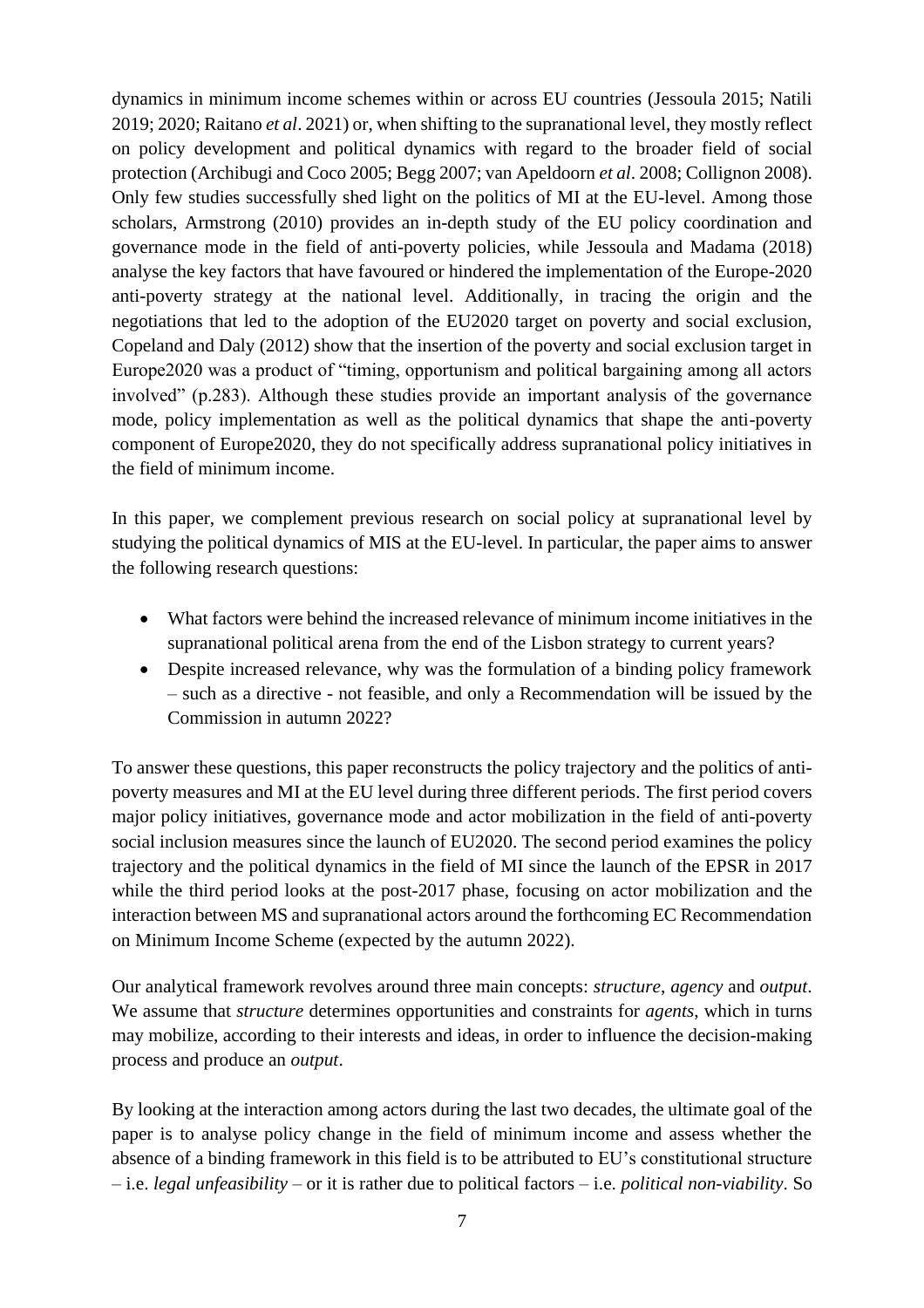dynamics in minimum income schemes within or across EU countries (Jessoula 2015; Natili 2019; 2020; Raitano *et al*. 2021) or, when shifting to the supranational level, they mostly reflect on policy development and political dynamics with regard to the broader field of social protection (Archibugi and Coco 2005; Begg 2007; van Apeldoorn *et al*. 2008; Collignon 2008). Only few studies successfully shed light on the politics of MI at the EU-level. Among those scholars, Armstrong (2010) provides an in-depth study of the EU policy coordination and governance mode in the field of anti-poverty policies, while Jessoula and Madama (2018) analyse the key factors that have favoured or hindered the implementation of the Europe-2020 anti-poverty strategy at the national level. Additionally, in tracing the origin and the negotiations that led to the adoption of the EU2020 target on poverty and social exclusion, Copeland and Daly (2012) show that the insertion of the poverty and social exclusion target in Europe2020 was a product of "timing, opportunism and political bargaining among all actors involved" (p.283). Although these studies provide an important analysis of the governance mode, policy implementation as well as the political dynamics that shape the anti-poverty component of Europe2020, they do not specifically address supranational policy initiatives in the field of minimum income.

In this paper, we complement previous research on social policy at supranational level by studying the political dynamics of MIS at the EU-level. In particular, the paper aims to answer the following research questions:

- What factors were behind the increased relevance of minimum income initiatives in the supranational political arena from the end of the Lisbon strategy to current years?
- Despite increased relevance, why was the formulation of a binding policy framework – such as a directive - not feasible, and only a Recommendation will be issued by the Commission in autumn 2022?

To answer these questions, this paper reconstructs the policy trajectory and the politics of anti-poverty measures and MI at the EU level during three different periods. The first period covers major policy initiatives, governance mode and actor mobilization in the field of anti-poverty social inclusion measures since the launch of EU2020. The second period examines the policy trajectory and the political dynamics in the field of MI since the launch of the EPSR in 2017 while the third period looks at the post-2017 phase, focusing on actor mobilization and the interaction between MS and supranational actors around the forthcoming EC Recommendation on Minimum Income Scheme (expected by the autumn 2022).

Our analytical framework revolves around three main concepts: *structure*, *agency* and *output*. We assume that *structure* determines opportunities and constraints for *agents*, which in turns may mobilize, according to their interests and ideas, in order to influence the decision-making process and produce an *output*.

By looking at the interaction among actors during the last two decades, the ultimate goal of the paper is to analyse policy change in the field of minimum income and assess whether the absence of a binding framework in this field is to be attributed to EU's constitutional structure – i.e. *legal unfeasibility* – or it is rather due to political factors – i.e. *political non-viability*. So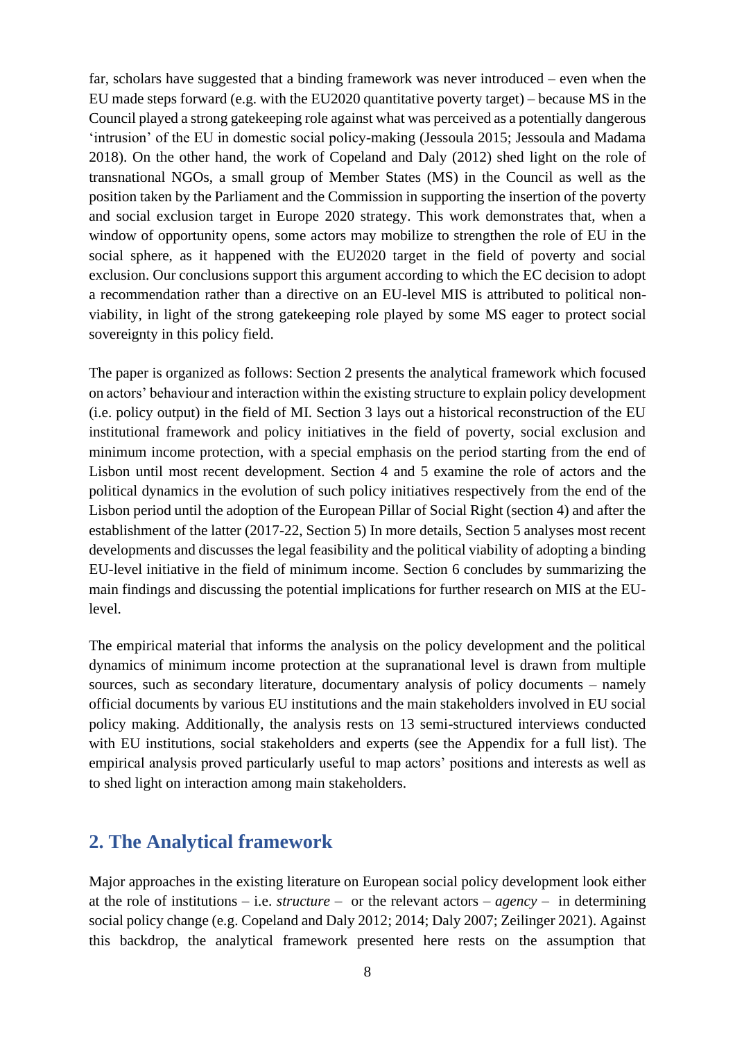far, scholars have suggested that a binding framework was never introduced – even when the EU made steps forward (e.g. with the EU2020 quantitative poverty target) – because MS in the Council played a strong gatekeeping role against what was perceived as a potentially dangerous 'intrusion' of the EU in domestic social policy-making (Jessoula 2015; Jessoula and Madama 2018). On the other hand, the work of Copeland and Daly (2012) shed light on the role of transnational NGOs, a small group of Member States (MS) in the Council as well as the position taken by the Parliament and the Commission in supporting the insertion of the poverty and social exclusion target in Europe 2020 strategy. This work demonstrates that, when a window of opportunity opens, some actors may mobilize to strengthen the role of EU in the social sphere, as it happened with the EU2020 target in the field of poverty and social exclusion. Our conclusions support this argument according to which the EC decision to adopt a recommendation rather than a directive on an EU-level MIS is attributed to political non-viability, in light of the strong gatekeeping role played by some MS eager to protect social sovereignty in this policy field.

The paper is organized as follows: Section 2 presents the analytical framework which focused on actors' behaviour and interaction within the existing structure to explain policy development (i.e. policy output) in the field of MI. Section 3 lays out a historical reconstruction of the EU institutional framework and policy initiatives in the field of poverty, social exclusion and minimum income protection, with a special emphasis on the period starting from the end of Lisbon until most recent development. Section 4 and 5 examine the role of actors and the political dynamics in the evolution of such policy initiatives respectively from the end of the Lisbon period until the adoption of the European Pillar of Social Right (section 4) and after the establishment of the latter (2017-22, Section 5) In more details, Section 5 analyses most recent developments and discusses the legal feasibility and the political viability of adopting a binding EU-level initiative in the field of minimum income. Section 6 concludes by summarizing the main findings and discussing the potential implications for further research on MIS at the EU-level.

The empirical material that informs the analysis on the policy development and the political dynamics of minimum income protection at the supranational level is drawn from multiple sources, such as secondary literature, documentary analysis of policy documents – namely official documents by various EU institutions and the main stakeholders involved in EU social policy making. Additionally, the analysis rests on 13 semi-structured interviews conducted with EU institutions, social stakeholders and experts (see the Appendix for a full list). The empirical analysis proved particularly useful to map actors' positions and interests as well as to shed light on interaction among main stakeholders.

## 2. The Analytical framework

Major approaches in the existing literature on European social policy development look either at the role of institutions – i.e. *structure* – or the relevant actors – *agency* – in determining social policy change (e.g. Copeland and Daly 2012; 2014; Daly 2007; Zeilinger 2021). Against this backdrop, the analytical framework presented here rests on the assumption that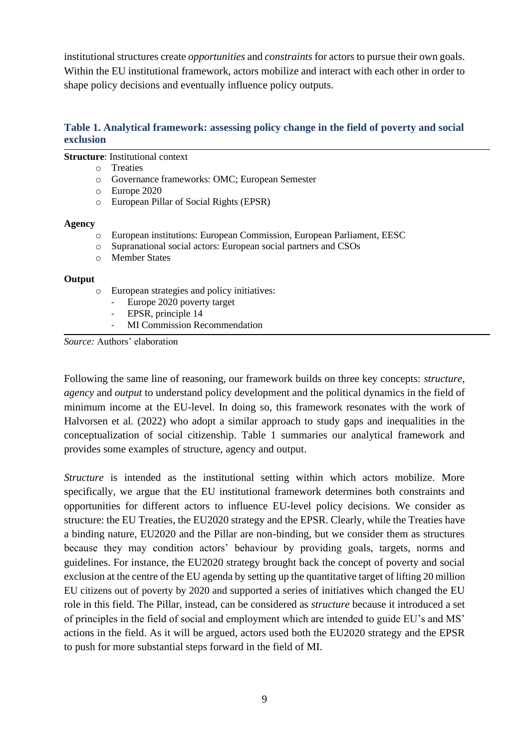institutional structures create *opportunities* and *constraints* for actors to pursue their own goals. Within the EU institutional framework, actors mobilize and interact with each other in order to shape policy decisions and eventually influence policy outputs.

### Table 1. Analytical framework: assessing policy change in the field of poverty and social exclusion

**Structure**: Institutional context

- Treaties
- Governance frameworks: OMC; European Semester
- Europe 2020
- European Pillar of Social Rights (EPSR)

**Agency**

- European institutions: European Commission, European Parliament, EESC
- Supranational social actors: European social partners and CSOs
- Member States

**Output**

- European strategies and policy initiatives:
  - Europe 2020 poverty target
  - EPSR, principle 14
  - MI Commission Recommendation

*Source:* Authors' elaboration

Following the same line of reasoning, our framework builds on three key concepts: *structure*, *agency* and *output* to understand policy development and the political dynamics in the field of minimum income at the EU-level. In doing so, this framework resonates with the work of Halvorsen et al. (2022) who adopt a similar approach to study gaps and inequalities in the conceptualization of social citizenship. Table 1 summaries our analytical framework and provides some examples of structure, agency and output.

*Structure* is intended as the institutional setting within which actors mobilize. More specifically, we argue that the EU institutional framework determines both constraints and opportunities for different actors to influence EU-level policy decisions. We consider as structure: the EU Treaties, the EU2020 strategy and the EPSR. Clearly, while the Treaties have a binding nature, EU2020 and the Pillar are non-binding, but we consider them as structures because they may condition actors' behaviour by providing goals, targets, norms and guidelines. For instance, the EU2020 strategy brought back the concept of poverty and social exclusion at the centre of the EU agenda by setting up the quantitative target of lifting 20 million EU citizens out of poverty by 2020 and supported a series of initiatives which changed the EU role in this field. The Pillar, instead, can be considered as *structure* because it introduced a set of principles in the field of social and employment which are intended to guide EU's and MS' actions in the field. As it will be argued, actors used both the EU2020 strategy and the EPSR to push for more substantial steps forward in the field of MI.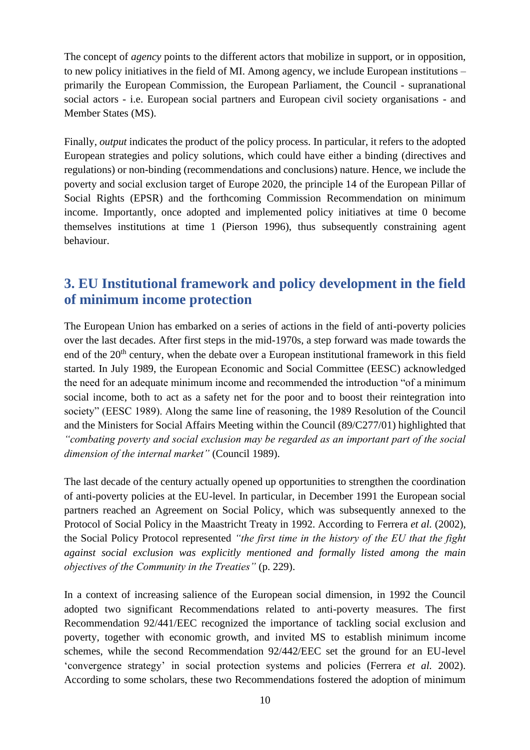The concept of *agency* points to the different actors that mobilize in support, or in opposition, to new policy initiatives in the field of MI. Among agency, we include European institutions – primarily the European Commission, the European Parliament, the Council - supranational social actors - i.e. European social partners and European civil society organisations - and Member States (MS).

Finally, *output* indicates the product of the policy process. In particular, it refers to the adopted European strategies and policy solutions, which could have either a binding (directives and regulations) or non-binding (recommendations and conclusions) nature. Hence, we include the poverty and social exclusion target of Europe 2020, the principle 14 of the European Pillar of Social Rights (EPSR) and the forthcoming Commission Recommendation on minimum income. Importantly, once adopted and implemented policy initiatives at time 0 become themselves institutions at time 1 (Pierson 1996), thus subsequently constraining agent behaviour.

## 3. EU Institutional framework and policy development in the field of minimum income protection

The European Union has embarked on a series of actions in the field of anti-poverty policies over the last decades. After first steps in the mid-1970s, a step forward was made towards the end of the 20th century, when the debate over a European institutional framework in this field started. In July 1989, the European Economic and Social Committee (EESC) acknowledged the need for an adequate minimum income and recommended the introduction "of a minimum social income, both to act as a safety net for the poor and to boost their reintegration into society" (EESC 1989). Along the same line of reasoning, the 1989 Resolution of the Council and the Ministers for Social Affairs Meeting within the Council (89/C277/01) highlighted that *"combating poverty and social exclusion may be regarded as an important part of the social dimension of the internal market"* (Council 1989).

The last decade of the century actually opened up opportunities to strengthen the coordination of anti-poverty policies at the EU-level. In particular, in December 1991 the European social partners reached an Agreement on Social Policy, which was subsequently annexed to the Protocol of Social Policy in the Maastricht Treaty in 1992. According to Ferrera *et al.* (2002), the Social Policy Protocol represented *"the first time in the history of the EU that the fight against social exclusion was explicitly mentioned and formally listed among the main objectives of the Community in the Treaties"* (p. 229).

In a context of increasing salience of the European social dimension, in 1992 the Council adopted two significant Recommendations related to anti-poverty measures. The first Recommendation 92/441/EEC recognized the importance of tackling social exclusion and poverty, together with economic growth, and invited MS to establish minimum income schemes, while the second Recommendation 92/442/EEC set the ground for an EU-level 'convergence strategy' in social protection systems and policies (Ferrera *et al.* 2002). According to some scholars, these two Recommendations fostered the adoption of minimum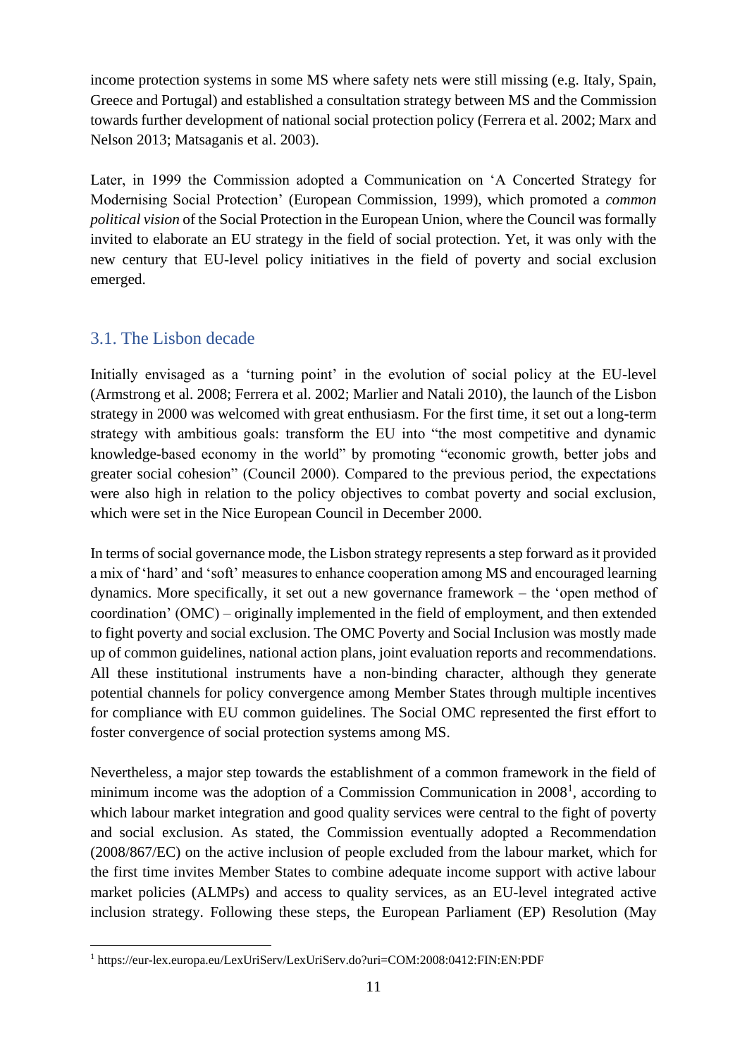income protection systems in some MS where safety nets were still missing (e.g. Italy, Spain, Greece and Portugal) and established a consultation strategy between MS and the Commission towards further development of national social protection policy (Ferrera et al. 2002; Marx and Nelson 2013; Matsaganis et al. 2003).

Later, in 1999 the Commission adopted a Communication on 'A Concerted Strategy for Modernising Social Protection' (European Commission, 1999), which promoted a *common political vision* of the Social Protection in the European Union, where the Council was formally invited to elaborate an EU strategy in the field of social protection. Yet, it was only with the new century that EU-level policy initiatives in the field of poverty and social exclusion emerged.

### 3.1. The Lisbon decade

Initially envisaged as a 'turning point' in the evolution of social policy at the EU-level (Armstrong et al. 2008; Ferrera et al. 2002; Marlier and Natali 2010), the launch of the Lisbon strategy in 2000 was welcomed with great enthusiasm. For the first time, it set out a long-term strategy with ambitious goals: transform the EU into "the most competitive and dynamic knowledge-based economy in the world" by promoting "economic growth, better jobs and greater social cohesion" (Council 2000). Compared to the previous period, the expectations were also high in relation to the policy objectives to combat poverty and social exclusion, which were set in the Nice European Council in December 2000.

In terms of social governance mode, the Lisbon strategy represents a step forward as it provided a mix of 'hard' and 'soft' measures to enhance cooperation among MS and encouraged learning dynamics. More specifically, it set out a new governance framework – the 'open method of coordination' (OMC) – originally implemented in the field of employment, and then extended to fight poverty and social exclusion. The OMC Poverty and Social Inclusion was mostly made up of common guidelines, national action plans, joint evaluation reports and recommendations. All these institutional instruments have a non-binding character, although they generate potential channels for policy convergence among Member States through multiple incentives for compliance with EU common guidelines. The Social OMC represented the first effort to foster convergence of social protection systems among MS.

Nevertheless, a major step towards the establishment of a common framework in the field of minimum income was the adoption of a Commission Communication in 2008[1], according to which labour market integration and good quality services were central to the fight of poverty and social exclusion. As stated, the Commission eventually adopted a Recommendation (2008/867/EC) on the active inclusion of people excluded from the labour market, which for the first time invites Member States to combine adequate income support with active labour market policies (ALMPs) and access to quality services, as an EU-level integrated active inclusion strategy. Following these steps, the European Parliament (EP) Resolution (May

---

[1] https://eur-lex.europa.eu/LexUriServ/LexUriServ.do?uri=COM:2008:0412:FIN:EN:PDF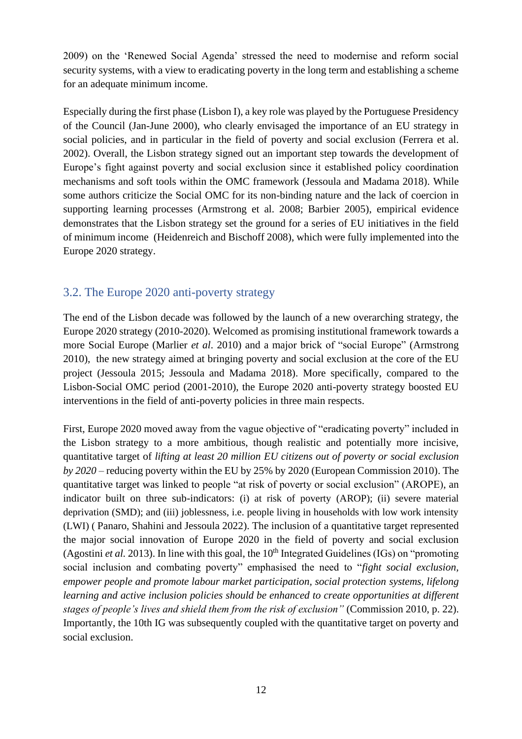2009) on the 'Renewed Social Agenda' stressed the need to modernise and reform social security systems, with a view to eradicating poverty in the long term and establishing a scheme for an adequate minimum income.

Especially during the first phase (Lisbon I), a key role was played by the Portuguese Presidency of the Council (Jan-June 2000), who clearly envisaged the importance of an EU strategy in social policies, and in particular in the field of poverty and social exclusion (Ferrera et al. 2002). Overall, the Lisbon strategy signed out an important step towards the development of Europe's fight against poverty and social exclusion since it established policy coordination mechanisms and soft tools within the OMC framework (Jessoula and Madama 2018). While some authors criticize the Social OMC for its non-binding nature and the lack of coercion in supporting learning processes (Armstrong et al. 2008; Barbier 2005), empirical evidence demonstrates that the Lisbon strategy set the ground for a series of EU initiatives in the field of minimum income (Heidenreich and Bischoff 2008), which were fully implemented into the Europe 2020 strategy.

## 3.2. The Europe 2020 anti-poverty strategy

The end of the Lisbon decade was followed by the launch of a new overarching strategy, the Europe 2020 strategy (2010-2020). Welcomed as promising institutional framework towards a more Social Europe (Marlier *et al*. 2010) and a major brick of "social Europe" (Armstrong 2010), the new strategy aimed at bringing poverty and social exclusion at the core of the EU project (Jessoula 2015; Jessoula and Madama 2018). More specifically, compared to the Lisbon-Social OMC period (2001-2010), the Europe 2020 anti-poverty strategy boosted EU interventions in the field of anti-poverty policies in three main respects.

First, Europe 2020 moved away from the vague objective of "eradicating poverty" included in the Lisbon strategy to a more ambitious, though realistic and potentially more incisive, quantitative target of *lifting at least 20 million EU citizens out of poverty or social exclusion by 2020* – reducing poverty within the EU by 25% by 2020 (European Commission 2010). The quantitative target was linked to people "at risk of poverty or social exclusion" (AROPE), an indicator built on three sub-indicators: (i) at risk of poverty (AROP); (ii) severe material deprivation (SMD); and (iii) joblessness, i.e. people living in households with low work intensity (LWI) ( Panaro, Shahini and Jessoula 2022). The inclusion of a quantitative target represented the major social innovation of Europe 2020 in the field of poverty and social exclusion (Agostini *et al.* 2013). In line with this goal, the 10th Integrated Guidelines (IGs) on "promoting social inclusion and combating poverty" emphasised the need to "*fight social exclusion, empower people and promote labour market participation, social protection systems, lifelong learning and active inclusion policies should be enhanced to create opportunities at different stages of people's lives and shield them from the risk of exclusion"* (Commission 2010, p. 22). Importantly, the 10th IG was subsequently coupled with the quantitative target on poverty and social exclusion.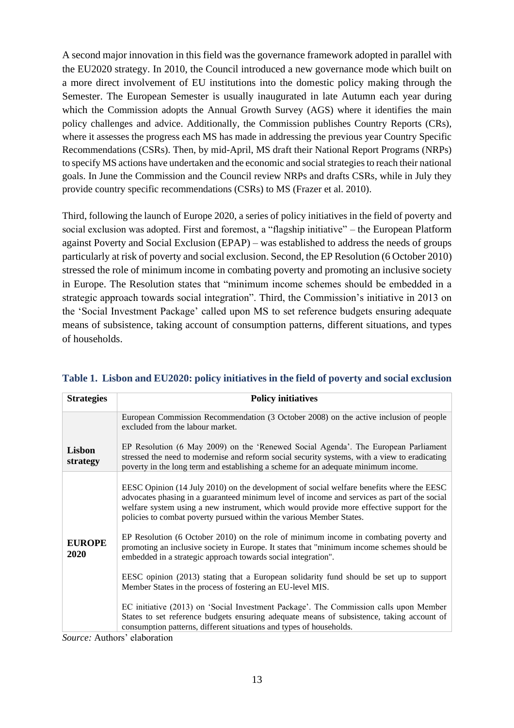A second major innovation in this field was the governance framework adopted in parallel with the EU2020 strategy. In 2010, the Council introduced a new governance mode which built on a more direct involvement of EU institutions into the domestic policy making through the Semester. The European Semester is usually inaugurated in late Autumn each year during which the Commission adopts the Annual Growth Survey (AGS) where it identifies the main policy challenges and advice. Additionally, the Commission publishes Country Reports (CRs), where it assesses the progress each MS has made in addressing the previous year Country Specific Recommendations (CSRs). Then, by mid-April, MS draft their National Report Programs (NRPs) to specify MS actions have undertaken and the economic and social strategies to reach their national goals. In June the Commission and the Council review NRPs and drafts CSRs, while in July they provide country specific recommendations (CSRs) to MS (Frazer et al. 2010).

Third, following the launch of Europe 2020, a series of policy initiatives in the field of poverty and social exclusion was adopted. First and foremost, a "flagship initiative" – the European Platform against Poverty and Social Exclusion (EPAP) – was established to address the needs of groups particularly at risk of poverty and social exclusion. Second, the EP Resolution (6 October 2010) stressed the role of minimum income in combating poverty and promoting an inclusive society in Europe. The Resolution states that "minimum income schemes should be embedded in a strategic approach towards social integration". Third, the Commission's initiative in 2013 on the 'Social Investment Package' called upon MS to set reference budgets ensuring adequate means of subsistence, taking account of consumption patterns, different situations, and types of households.

**Table 1. Lisbon and EU2020: policy initiatives in the field of poverty and social exclusion**

| Strategies | Policy initiatives |
|---|---|
| **Lisbon strategy** | European Commission Recommendation (3 October 2008) on the active inclusion of people excluded from the labour market.<br><br>EP Resolution (6 May 2009) on the 'Renewed Social Agenda'. The European Parliament stressed the need to modernise and reform social security systems, with a view to eradicating poverty in the long term and establishing a scheme for an adequate minimum income. |
| **EUROPE 2020** | EESC Opinion (14 July 2010) on the development of social welfare benefits where the EESC advocates phasing in a guaranteed minimum level of income and services as part of the social welfare system using a new instrument, which would provide more effective support for the policies to combat poverty pursued within the various Member States.<br><br>EP Resolution (6 October 2010) on the role of minimum income in combating poverty and promoting an inclusive society in Europe. It states that "minimum income schemes should be embedded in a strategic approach towards social integration".<br><br>EESC opinion (2013) stating that a European solidarity fund should be set up to support Member States in the process of fostering an EU-level MIS.<br><br>EC initiative (2013) on 'Social Investment Package'. The Commission calls upon Member States to set reference budgets ensuring adequate means of subsistence, taking account of consumption patterns, different situations and types of households. |

*Source:* Authors' elaboration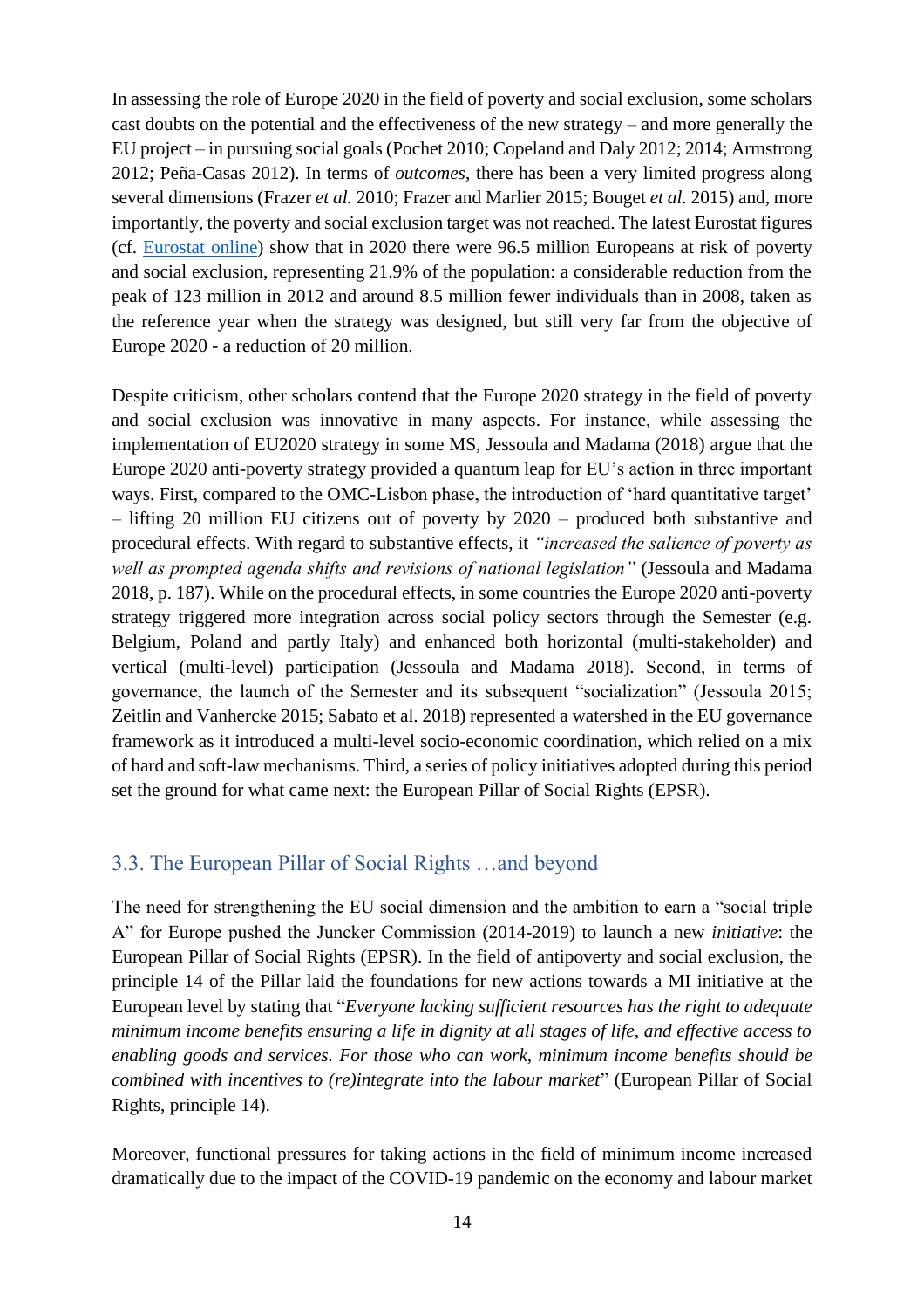In assessing the role of Europe 2020 in the field of poverty and social exclusion, some scholars cast doubts on the potential and the effectiveness of the new strategy – and more generally the EU project – in pursuing social goals (Pochet 2010; Copeland and Daly 2012; 2014; Armstrong 2012; Peña-Casas 2012). In terms of *outcomes*, there has been a very limited progress along several dimensions (Frazer *et al.* 2010; Frazer and Marlier 2015; Bouget *et al.* 2015) and, more importantly, the poverty and social exclusion target was not reached. The latest Eurostat figures (cf. Eurostat online) show that in 2020 there were 96.5 million Europeans at risk of poverty and social exclusion, representing 21.9% of the population: a considerable reduction from the peak of 123 million in 2012 and around 8.5 million fewer individuals than in 2008, taken as the reference year when the strategy was designed, but still very far from the objective of Europe 2020 - a reduction of 20 million.

Despite criticism, other scholars contend that the Europe 2020 strategy in the field of poverty and social exclusion was innovative in many aspects. For instance, while assessing the implementation of EU2020 strategy in some MS, Jessoula and Madama (2018) argue that the Europe 2020 anti-poverty strategy provided a quantum leap for EU's action in three important ways. First, compared to the OMC-Lisbon phase, the introduction of 'hard quantitative target' – lifting 20 million EU citizens out of poverty by 2020 – produced both substantive and procedural effects. With regard to substantive effects, it *"increased the salience of poverty as well as prompted agenda shifts and revisions of national legislation"* (Jessoula and Madama 2018, p. 187). While on the procedural effects, in some countries the Europe 2020 anti-poverty strategy triggered more integration across social policy sectors through the Semester (e.g. Belgium, Poland and partly Italy) and enhanced both horizontal (multi-stakeholder) and vertical (multi-level) participation (Jessoula and Madama 2018). Second, in terms of governance, the launch of the Semester and its subsequent "socialization" (Jessoula 2015; Zeitlin and Vanhercke 2015; Sabato et al. 2018) represented a watershed in the EU governance framework as it introduced a multi-level socio-economic coordination, which relied on a mix of hard and soft-law mechanisms. Third, a series of policy initiatives adopted during this period set the ground for what came next: the European Pillar of Social Rights (EPSR).

### 3.3. The European Pillar of Social Rights …and beyond

The need for strengthening the EU social dimension and the ambition to earn a "social triple A" for Europe pushed the Juncker Commission (2014-2019) to launch a new *initiative*: the European Pillar of Social Rights (EPSR). In the field of antipoverty and social exclusion, the principle 14 of the Pillar laid the foundations for new actions towards a MI initiative at the European level by stating that "*Everyone lacking sufficient resources has the right to adequate minimum income benefits ensuring a life in dignity at all stages of life, and effective access to enabling goods and services. For those who can work, minimum income benefits should be combined with incentives to (re)integrate into the labour market*" (European Pillar of Social Rights, principle 14).

Moreover, functional pressures for taking actions in the field of minimum income increased dramatically due to the impact of the COVID-19 pandemic on the economy and labour market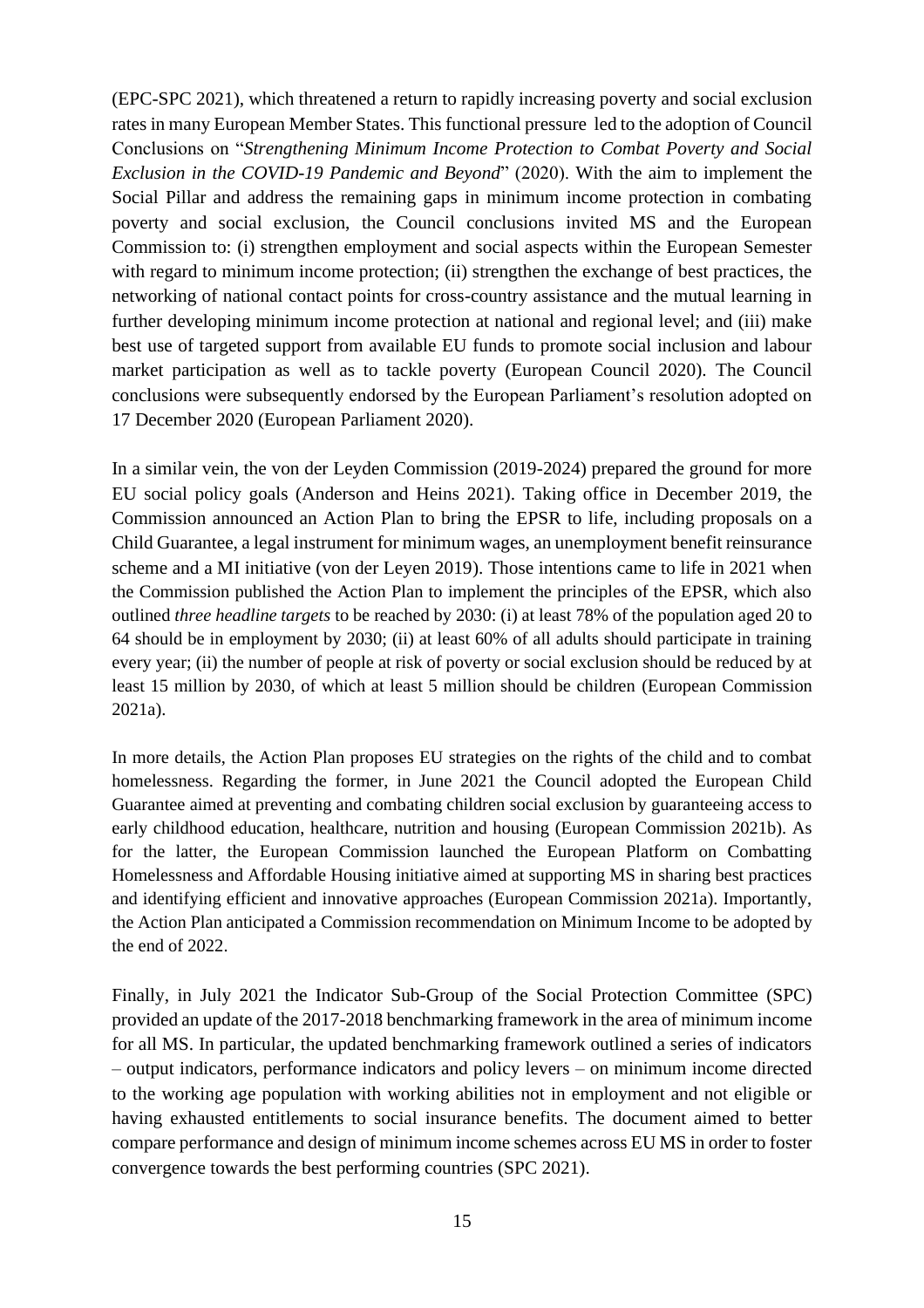(EPC-SPC 2021), which threatened a return to rapidly increasing poverty and social exclusion rates in many European Member States. This functional pressure led to the adoption of Council Conclusions on "*Strengthening Minimum Income Protection to Combat Poverty and Social Exclusion in the COVID-19 Pandemic and Beyond*" (2020). With the aim to implement the Social Pillar and address the remaining gaps in minimum income protection in combating poverty and social exclusion, the Council conclusions invited MS and the European Commission to: (i) strengthen employment and social aspects within the European Semester with regard to minimum income protection; (ii) strengthen the exchange of best practices, the networking of national contact points for cross-country assistance and the mutual learning in further developing minimum income protection at national and regional level; and (iii) make best use of targeted support from available EU funds to promote social inclusion and labour market participation as well as to tackle poverty (European Council 2020). The Council conclusions were subsequently endorsed by the European Parliament's resolution adopted on 17 December 2020 (European Parliament 2020).

In a similar vein, the von der Leyden Commission (2019-2024) prepared the ground for more EU social policy goals (Anderson and Heins 2021). Taking office in December 2019, the Commission announced an Action Plan to bring the EPSR to life, including proposals on a Child Guarantee, a legal instrument for minimum wages, an unemployment benefit reinsurance scheme and a MI initiative (von der Leyen 2019). Those intentions came to life in 2021 when the Commission published the Action Plan to implement the principles of the EPSR, which also outlined *three headline targets* to be reached by 2030: (i) at least 78% of the population aged 20 to 64 should be in employment by 2030; (ii) at least 60% of all adults should participate in training every year; (ii) the number of people at risk of poverty or social exclusion should be reduced by at least 15 million by 2030, of which at least 5 million should be children (European Commission 2021a).

In more details, the Action Plan proposes EU strategies on the rights of the child and to combat homelessness. Regarding the former, in June 2021 the Council adopted the European Child Guarantee aimed at preventing and combating children social exclusion by guaranteeing access to early childhood education, healthcare, nutrition and housing (European Commission 2021b). As for the latter, the European Commission launched the European Platform on Combatting Homelessness and Affordable Housing initiative aimed at supporting MS in sharing best practices and identifying efficient and innovative approaches (European Commission 2021a). Importantly, the Action Plan anticipated a Commission recommendation on Minimum Income to be adopted by the end of 2022.

Finally, in July 2021 the Indicator Sub-Group of the Social Protection Committee (SPC) provided an update of the 2017-2018 benchmarking framework in the area of minimum income for all MS. In particular, the updated benchmarking framework outlined a series of indicators – output indicators, performance indicators and policy levers – on minimum income directed to the working age population with working abilities not in employment and not eligible or having exhausted entitlements to social insurance benefits. The document aimed to better compare performance and design of minimum income schemes across EU MS in order to foster convergence towards the best performing countries (SPC 2021).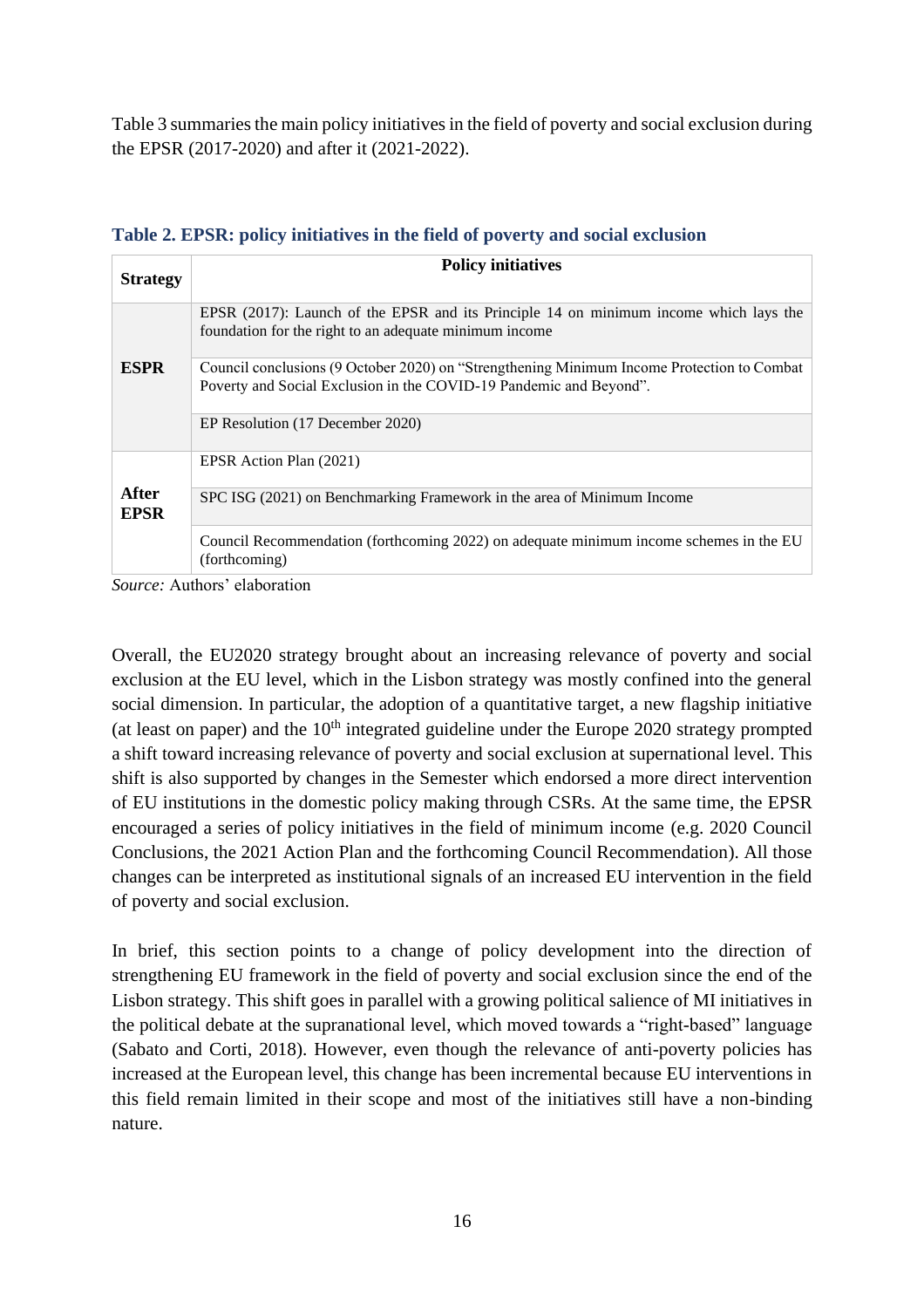Table 3 summaries the main policy initiatives in the field of poverty and social exclusion during the EPSR (2017-2020) and after it (2021-2022).

**Table 2. EPSR: policy initiatives in the field of poverty and social exclusion**

| Strategy | Policy initiatives |
|---|---|
| ESPR | EPSR (2017): Launch of the EPSR and its Principle 14 on minimum income which lays the foundation for the right to an adequate minimum income |
| | Council conclusions (9 October 2020) on "Strengthening Minimum Income Protection to Combat Poverty and Social Exclusion in the COVID-19 Pandemic and Beyond". |
| | EP Resolution (17 December 2020) |
| After EPSR | EPSR Action Plan (2021) |
| | SPC ISG (2021) on Benchmarking Framework in the area of Minimum Income |
| | Council Recommendation (forthcoming 2022) on adequate minimum income schemes in the EU (forthcoming) |

*Source:* Authors' elaboration

Overall, the EU2020 strategy brought about an increasing relevance of poverty and social exclusion at the EU level, which in the Lisbon strategy was mostly confined into the general social dimension. In particular, the adoption of a quantitative target, a new flagship initiative (at least on paper) and the 10th integrated guideline under the Europe 2020 strategy prompted a shift toward increasing relevance of poverty and social exclusion at supernational level. This shift is also supported by changes in the Semester which endorsed a more direct intervention of EU institutions in the domestic policy making through CSRs. At the same time, the EPSR encouraged a series of policy initiatives in the field of minimum income (e.g. 2020 Council Conclusions, the 2021 Action Plan and the forthcoming Council Recommendation). All those changes can be interpreted as institutional signals of an increased EU intervention in the field of poverty and social exclusion.

In brief, this section points to a change of policy development into the direction of strengthening EU framework in the field of poverty and social exclusion since the end of the Lisbon strategy. This shift goes in parallel with a growing political salience of MI initiatives in the political debate at the supranational level, which moved towards a "right-based" language (Sabato and Corti, 2018). However, even though the relevance of anti-poverty policies has increased at the European level, this change has been incremental because EU interventions in this field remain limited in their scope and most of the initiatives still have a non-binding nature.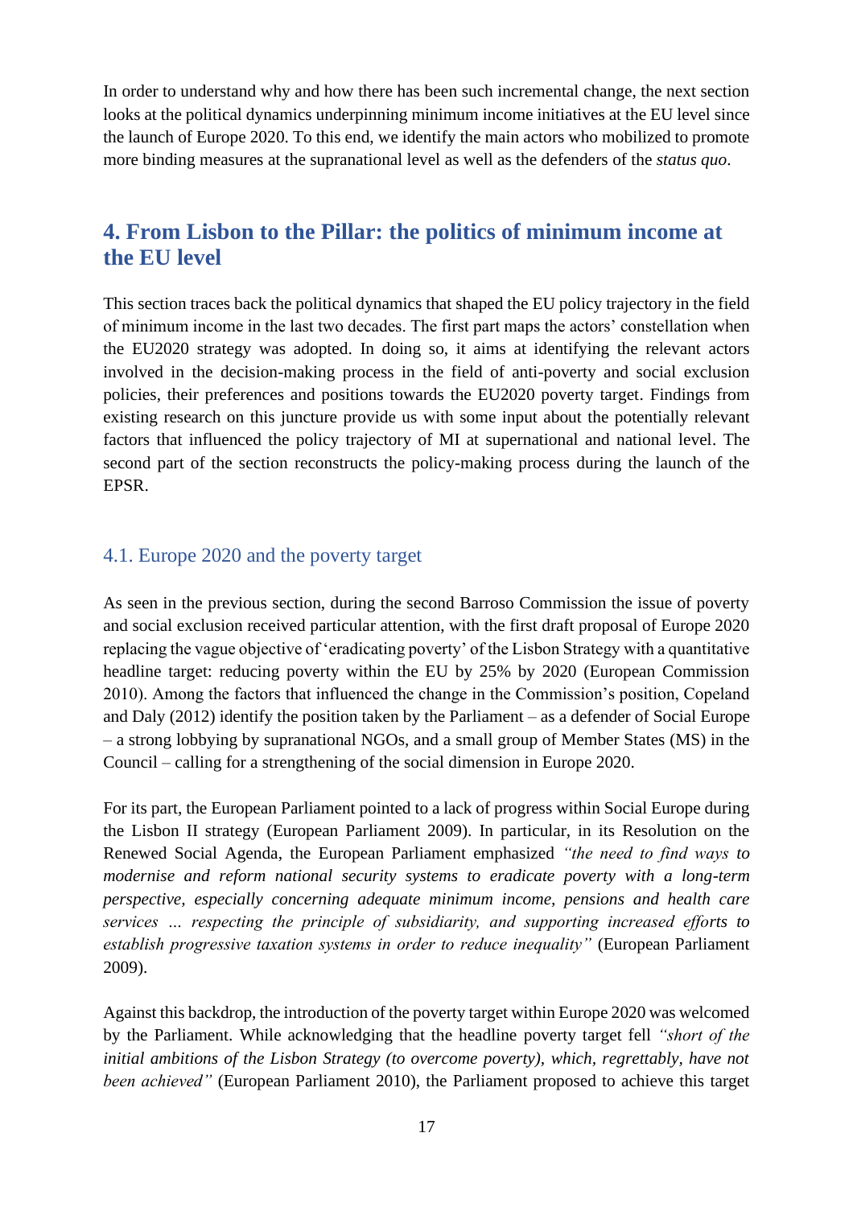In order to understand why and how there has been such incremental change, the next section looks at the political dynamics underpinning minimum income initiatives at the EU level since the launch of Europe 2020. To this end, we identify the main actors who mobilized to promote more binding measures at the supranational level as well as the defenders of the *status quo*.

## 4. From Lisbon to the Pillar: the politics of minimum income at the EU level

This section traces back the political dynamics that shaped the EU policy trajectory in the field of minimum income in the last two decades. The first part maps the actors' constellation when the EU2020 strategy was adopted. In doing so, it aims at identifying the relevant actors involved in the decision-making process in the field of anti-poverty and social exclusion policies, their preferences and positions towards the EU2020 poverty target. Findings from existing research on this juncture provide us with some input about the potentially relevant factors that influenced the policy trajectory of MI at supernational and national level. The second part of the section reconstructs the policy-making process during the launch of the EPSR.

### 4.1. Europe 2020 and the poverty target

As seen in the previous section, during the second Barroso Commission the issue of poverty and social exclusion received particular attention, with the first draft proposal of Europe 2020 replacing the vague objective of 'eradicating poverty' of the Lisbon Strategy with a quantitative headline target: reducing poverty within the EU by 25% by 2020 (European Commission 2010). Among the factors that influenced the change in the Commission's position, Copeland and Daly (2012) identify the position taken by the Parliament – as a defender of Social Europe – a strong lobbying by supranational NGOs, and a small group of Member States (MS) in the Council – calling for a strengthening of the social dimension in Europe 2020.

For its part, the European Parliament pointed to a lack of progress within Social Europe during the Lisbon II strategy (European Parliament 2009). In particular, in its Resolution on the Renewed Social Agenda, the European Parliament emphasized *"the need to find ways to modernise and reform national security systems to eradicate poverty with a long-term perspective, especially concerning adequate minimum income, pensions and health care services … respecting the principle of subsidiarity, and supporting increased efforts to establish progressive taxation systems in order to reduce inequality"* (European Parliament 2009).

Against this backdrop, the introduction of the poverty target within Europe 2020 was welcomed by the Parliament. While acknowledging that the headline poverty target fell *"short of the initial ambitions of the Lisbon Strategy (to overcome poverty), which, regrettably, have not been achieved"* (European Parliament 2010), the Parliament proposed to achieve this target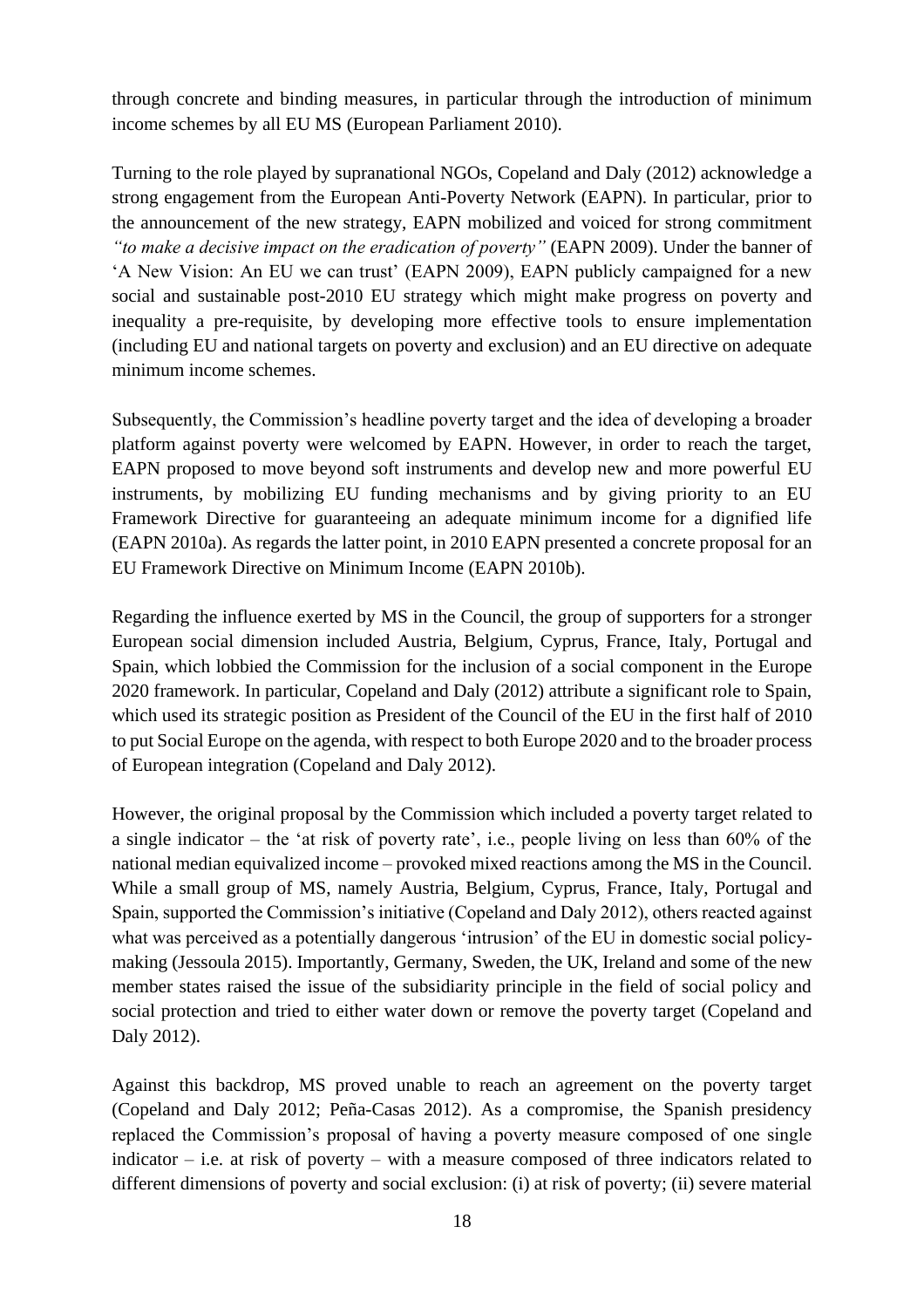through concrete and binding measures, in particular through the introduction of minimum income schemes by all EU MS (European Parliament 2010).

Turning to the role played by supranational NGOs, Copeland and Daly (2012) acknowledge a strong engagement from the European Anti-Poverty Network (EAPN). In particular, prior to the announcement of the new strategy, EAPN mobilized and voiced for strong commitment *"to make a decisive impact on the eradication of poverty"* (EAPN 2009). Under the banner of 'A New Vision: An EU we can trust' (EAPN 2009), EAPN publicly campaigned for a new social and sustainable post-2010 EU strategy which might make progress on poverty and inequality a pre-requisite, by developing more effective tools to ensure implementation (including EU and national targets on poverty and exclusion) and an EU directive on adequate minimum income schemes.

Subsequently, the Commission's headline poverty target and the idea of developing a broader platform against poverty were welcomed by EAPN. However, in order to reach the target, EAPN proposed to move beyond soft instruments and develop new and more powerful EU instruments, by mobilizing EU funding mechanisms and by giving priority to an EU Framework Directive for guaranteeing an adequate minimum income for a dignified life (EAPN 2010a). As regards the latter point, in 2010 EAPN presented a concrete proposal for an EU Framework Directive on Minimum Income (EAPN 2010b).

Regarding the influence exerted by MS in the Council, the group of supporters for a stronger European social dimension included Austria, Belgium, Cyprus, France, Italy, Portugal and Spain, which lobbied the Commission for the inclusion of a social component in the Europe 2020 framework. In particular, Copeland and Daly (2012) attribute a significant role to Spain, which used its strategic position as President of the Council of the EU in the first half of 2010 to put Social Europe on the agenda, with respect to both Europe 2020 and to the broader process of European integration (Copeland and Daly 2012).

However, the original proposal by the Commission which included a poverty target related to a single indicator – the 'at risk of poverty rate', i.e., people living on less than 60% of the national median equivalized income – provoked mixed reactions among the MS in the Council. While a small group of MS, namely Austria, Belgium, Cyprus, France, Italy, Portugal and Spain, supported the Commission's initiative (Copeland and Daly 2012), others reacted against what was perceived as a potentially dangerous 'intrusion' of the EU in domestic social policy-making (Jessoula 2015). Importantly, Germany, Sweden, the UK, Ireland and some of the new member states raised the issue of the subsidiarity principle in the field of social policy and social protection and tried to either water down or remove the poverty target (Copeland and Daly 2012).

Against this backdrop, MS proved unable to reach an agreement on the poverty target (Copeland and Daly 2012; Peña-Casas 2012). As a compromise, the Spanish presidency replaced the Commission's proposal of having a poverty measure composed of one single indicator – i.e. at risk of poverty – with a measure composed of three indicators related to different dimensions of poverty and social exclusion: (i) at risk of poverty; (ii) severe material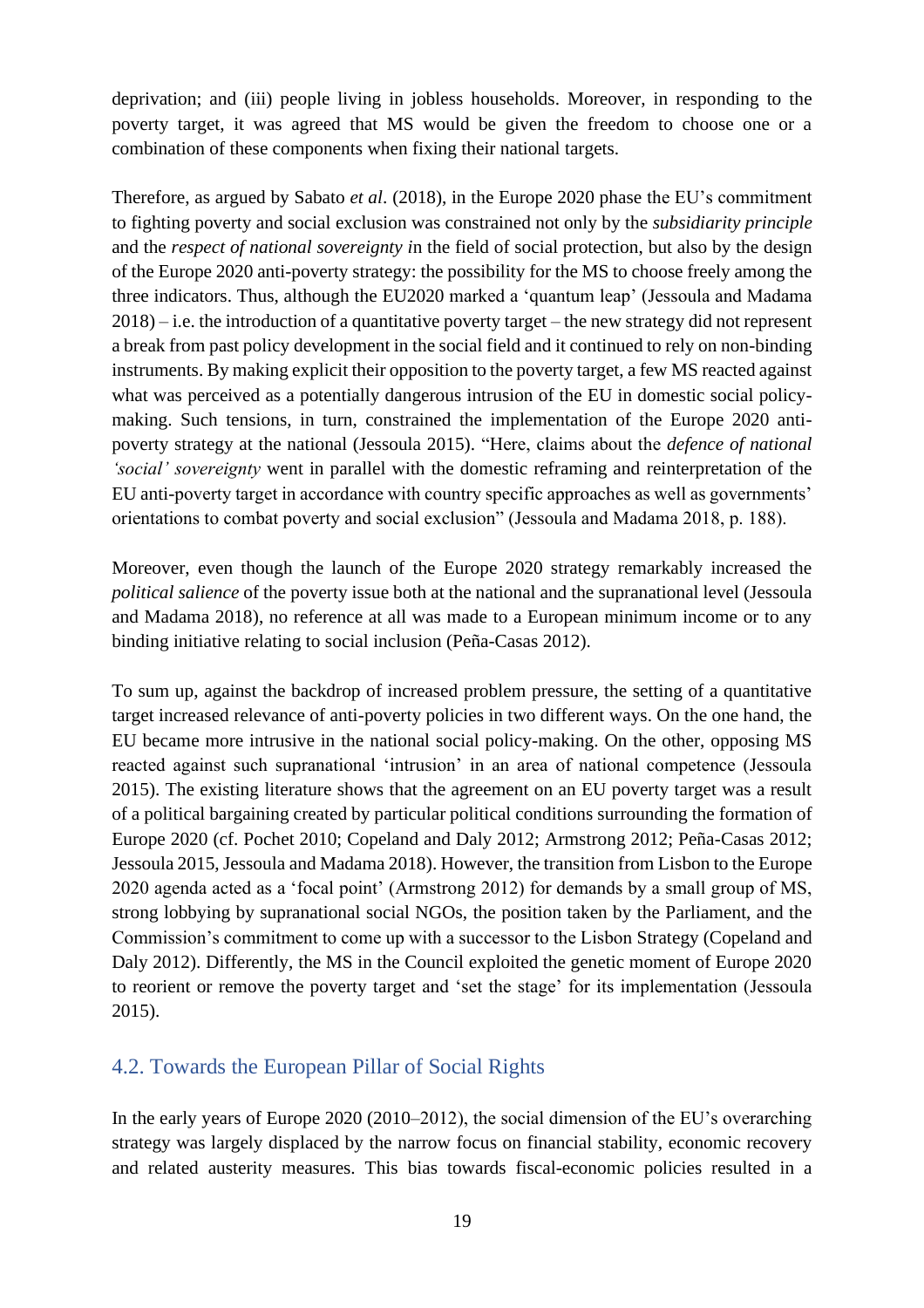deprivation; and (iii) people living in jobless households. Moreover, in responding to the poverty target, it was agreed that MS would be given the freedom to choose one or a combination of these components when fixing their national targets.

Therefore, as argued by Sabato *et al*. (2018), in the Europe 2020 phase the EU's commitment to fighting poverty and social exclusion was constrained not only by the *subsidiarity principle* and the *respect of national sovereignty i*n the field of social protection, but also by the design of the Europe 2020 anti-poverty strategy: the possibility for the MS to choose freely among the three indicators. Thus, although the EU2020 marked a 'quantum leap' (Jessoula and Madama 2018) – i.e. the introduction of a quantitative poverty target – the new strategy did not represent a break from past policy development in the social field and it continued to rely on non-binding instruments. By making explicit their opposition to the poverty target, a few MS reacted against what was perceived as a potentially dangerous intrusion of the EU in domestic social policy-making. Such tensions, in turn, constrained the implementation of the Europe 2020 anti-poverty strategy at the national (Jessoula 2015). "Here, claims about the *defence of national 'social' sovereignty* went in parallel with the domestic reframing and reinterpretation of the EU anti-poverty target in accordance with country specific approaches as well as governments' orientations to combat poverty and social exclusion" (Jessoula and Madama 2018, p. 188).

Moreover, even though the launch of the Europe 2020 strategy remarkably increased the *political salience* of the poverty issue both at the national and the supranational level (Jessoula and Madama 2018), no reference at all was made to a European minimum income or to any binding initiative relating to social inclusion (Peña-Casas 2012).

To sum up, against the backdrop of increased problem pressure, the setting of a quantitative target increased relevance of anti-poverty policies in two different ways. On the one hand, the EU became more intrusive in the national social policy-making. On the other, opposing MS reacted against such supranational 'intrusion' in an area of national competence (Jessoula 2015). The existing literature shows that the agreement on an EU poverty target was a result of a political bargaining created by particular political conditions surrounding the formation of Europe 2020 (cf. Pochet 2010; Copeland and Daly 2012; Armstrong 2012; Peña-Casas 2012; Jessoula 2015, Jessoula and Madama 2018). However, the transition from Lisbon to the Europe 2020 agenda acted as a 'focal point' (Armstrong 2012) for demands by a small group of MS, strong lobbying by supranational social NGOs, the position taken by the Parliament, and the Commission's commitment to come up with a successor to the Lisbon Strategy (Copeland and Daly 2012). Differently, the MS in the Council exploited the genetic moment of Europe 2020 to reorient or remove the poverty target and 'set the stage' for its implementation (Jessoula 2015).

## 4.2. Towards the European Pillar of Social Rights

In the early years of Europe 2020 (2010–2012), the social dimension of the EU's overarching strategy was largely displaced by the narrow focus on financial stability, economic recovery and related austerity measures. This bias towards fiscal-economic policies resulted in a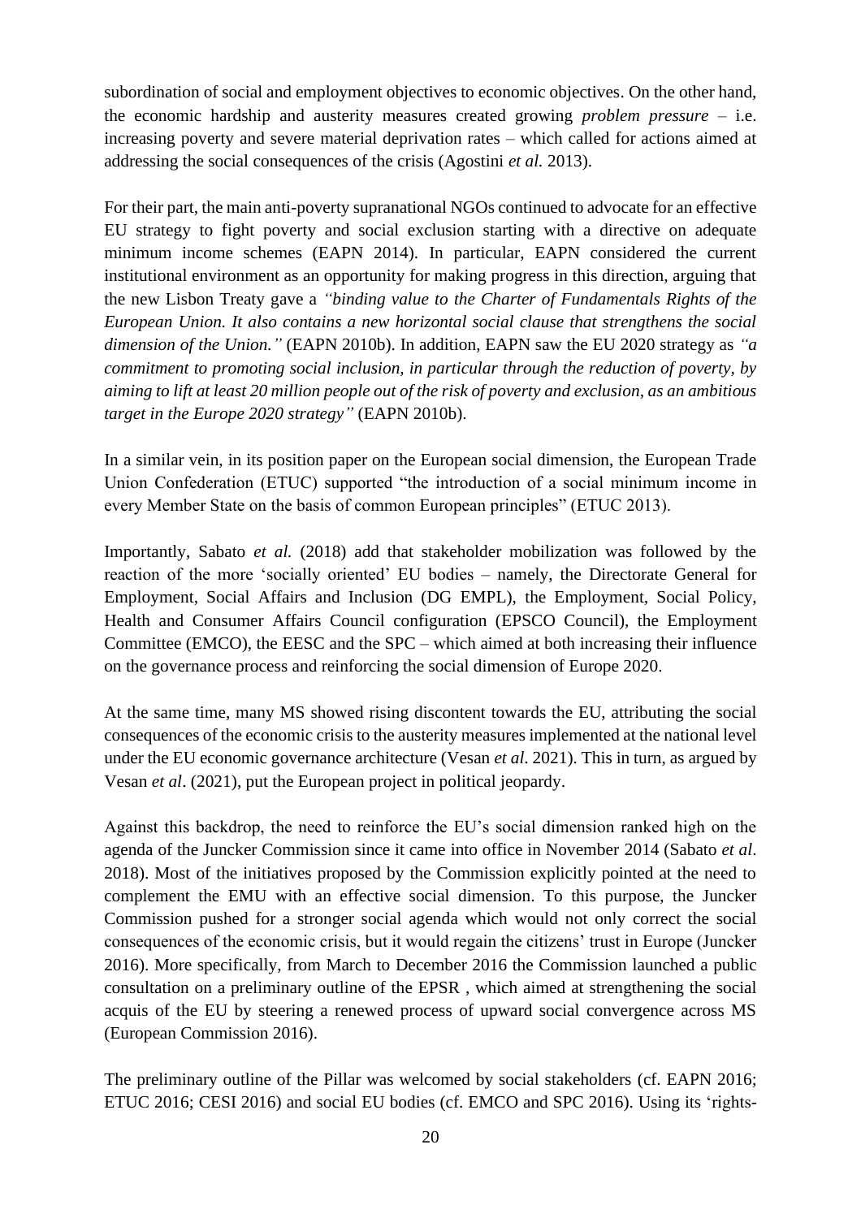subordination of social and employment objectives to economic objectives. On the other hand, the economic hardship and austerity measures created growing *problem pressure* – i.e. increasing poverty and severe material deprivation rates – which called for actions aimed at addressing the social consequences of the crisis (Agostini *et al.* 2013).

For their part, the main anti-poverty supranational NGOs continued to advocate for an effective EU strategy to fight poverty and social exclusion starting with a directive on adequate minimum income schemes (EAPN 2014). In particular, EAPN considered the current institutional environment as an opportunity for making progress in this direction, arguing that the new Lisbon Treaty gave a *"binding value to the Charter of Fundamentals Rights of the European Union. It also contains a new horizontal social clause that strengthens the social dimension of the Union."* (EAPN 2010b). In addition, EAPN saw the EU 2020 strategy as *"a commitment to promoting social inclusion, in particular through the reduction of poverty, by aiming to lift at least 20 million people out of the risk of poverty and exclusion, as an ambitious target in the Europe 2020 strategy"* (EAPN 2010b).

In a similar vein, in its position paper on the European social dimension, the European Trade Union Confederation (ETUC) supported "the introduction of a social minimum income in every Member State on the basis of common European principles" (ETUC 2013).

Importantly, Sabato *et al.* (2018) add that stakeholder mobilization was followed by the reaction of the more 'socially oriented' EU bodies – namely, the Directorate General for Employment, Social Affairs and Inclusion (DG EMPL), the Employment, Social Policy, Health and Consumer Affairs Council configuration (EPSCO Council), the Employment Committee (EMCO), the EESC and the SPC – which aimed at both increasing their influence on the governance process and reinforcing the social dimension of Europe 2020.

At the same time, many MS showed rising discontent towards the EU, attributing the social consequences of the economic crisis to the austerity measures implemented at the national level under the EU economic governance architecture (Vesan *et al*. 2021). This in turn, as argued by Vesan *et al*. (2021), put the European project in political jeopardy.

Against this backdrop, the need to reinforce the EU's social dimension ranked high on the agenda of the Juncker Commission since it came into office in November 2014 (Sabato *et al*. 2018). Most of the initiatives proposed by the Commission explicitly pointed at the need to complement the EMU with an effective social dimension. To this purpose, the Juncker Commission pushed for a stronger social agenda which would not only correct the social consequences of the economic crisis, but it would regain the citizens' trust in Europe (Juncker 2016). More specifically, from March to December 2016 the Commission launched a public consultation on a preliminary outline of the EPSR , which aimed at strengthening the social acquis of the EU by steering a renewed process of upward social convergence across MS (European Commission 2016).

The preliminary outline of the Pillar was welcomed by social stakeholders (cf. EAPN 2016; ETUC 2016; CESI 2016) and social EU bodies (cf. EMCO and SPC 2016). Using its 'rights-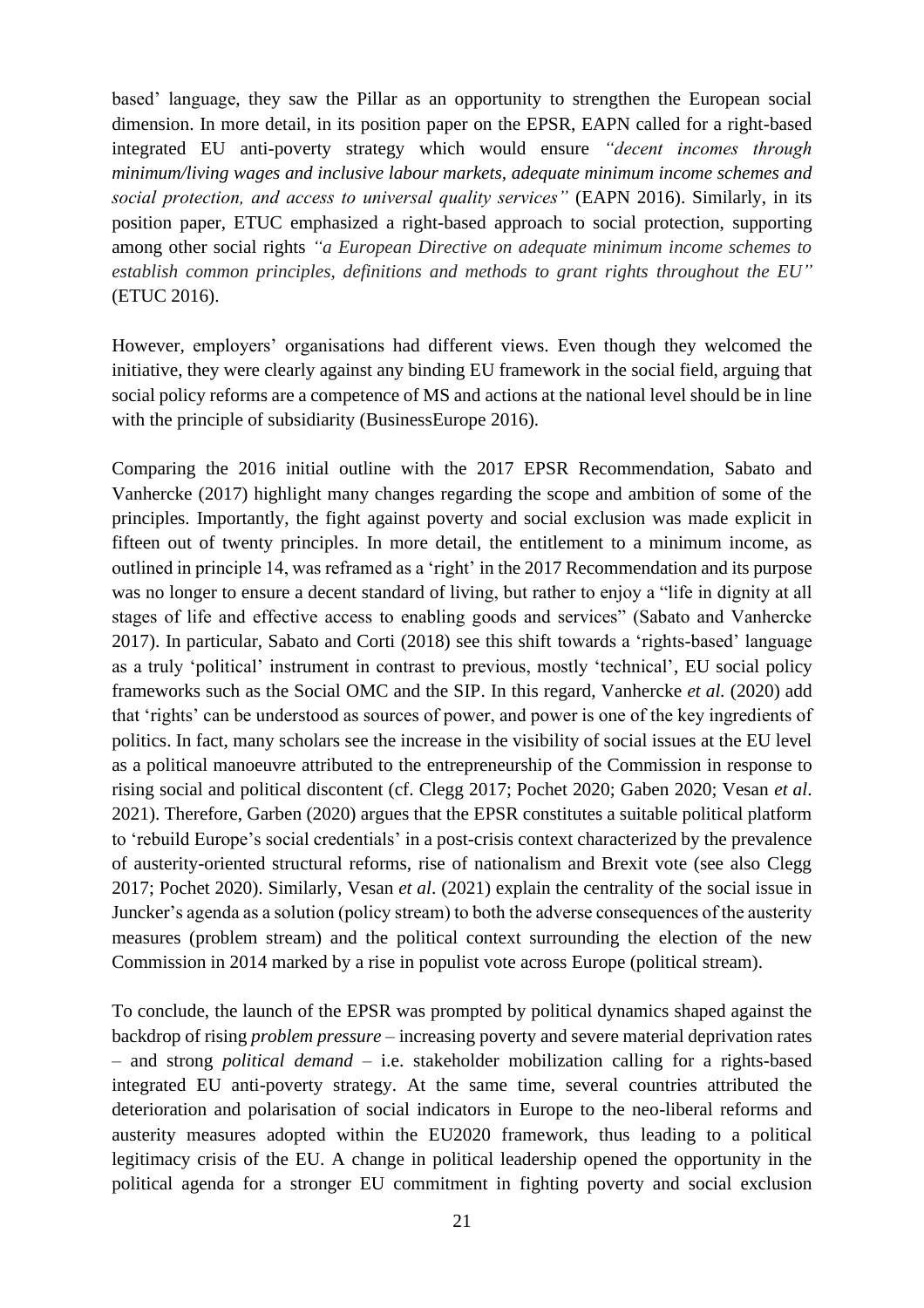based' language, they saw the Pillar as an opportunity to strengthen the European social dimension. In more detail, in its position paper on the EPSR, EAPN called for a right-based integrated EU anti-poverty strategy which would ensure *"decent incomes through minimum/living wages and inclusive labour markets, adequate minimum income schemes and social protection, and access to universal quality services"* (EAPN 2016). Similarly, in its position paper, ETUC emphasized a right-based approach to social protection, supporting among other social rights *"a European Directive on adequate minimum income schemes to establish common principles, definitions and methods to grant rights throughout the EU"* (ETUC 2016).

However, employers' organisations had different views. Even though they welcomed the initiative, they were clearly against any binding EU framework in the social field, arguing that social policy reforms are a competence of MS and actions at the national level should be in line with the principle of subsidiarity (BusinessEurope 2016).

Comparing the 2016 initial outline with the 2017 EPSR Recommendation, Sabato and Vanhercke (2017) highlight many changes regarding the scope and ambition of some of the principles. Importantly, the fight against poverty and social exclusion was made explicit in fifteen out of twenty principles. In more detail, the entitlement to a minimum income, as outlined in principle 14, was reframed as a 'right' in the 2017 Recommendation and its purpose was no longer to ensure a decent standard of living, but rather to enjoy a "life in dignity at all stages of life and effective access to enabling goods and services" (Sabato and Vanhercke 2017). In particular, Sabato and Corti (2018) see this shift towards a 'rights-based' language as a truly 'political' instrument in contrast to previous, mostly 'technical', EU social policy frameworks such as the Social OMC and the SIP. In this regard, Vanhercke *et al.* (2020) add that 'rights' can be understood as sources of power, and power is one of the key ingredients of politics. In fact, many scholars see the increase in the visibility of social issues at the EU level as a political manoeuvre attributed to the entrepreneurship of the Commission in response to rising social and political discontent (cf. Clegg 2017; Pochet 2020; Gaben 2020; Vesan *et al*. 2021). Therefore, Garben (2020) argues that the EPSR constitutes a suitable political platform to 'rebuild Europe's social credentials' in a post-crisis context characterized by the prevalence of austerity-oriented structural reforms, rise of nationalism and Brexit vote (see also Clegg 2017; Pochet 2020). Similarly, Vesan *et al*. (2021) explain the centrality of the social issue in Juncker's agenda as a solution (policy stream) to both the adverse consequences of the austerity measures (problem stream) and the political context surrounding the election of the new Commission in 2014 marked by a rise in populist vote across Europe (political stream).

To conclude, the launch of the EPSR was prompted by political dynamics shaped against the backdrop of rising *problem pressure* – increasing poverty and severe material deprivation rates – and strong *political demand* – i.e. stakeholder mobilization calling for a rights-based integrated EU anti-poverty strategy. At the same time, several countries attributed the deterioration and polarisation of social indicators in Europe to the neo-liberal reforms and austerity measures adopted within the EU2020 framework, thus leading to a political legitimacy crisis of the EU. A change in political leadership opened the opportunity in the political agenda for a stronger EU commitment in fighting poverty and social exclusion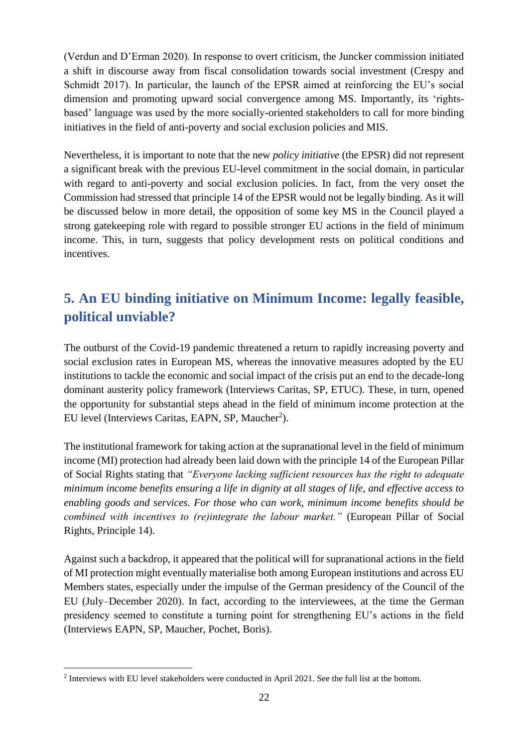(Verdun and D'Erman 2020). In response to overt criticism, the Juncker commission initiated a shift in discourse away from fiscal consolidation towards social investment (Crespy and Schmidt 2017). In particular, the launch of the EPSR aimed at reinforcing the EU's social dimension and promoting upward social convergence among MS. Importantly, its 'rights-based' language was used by the more socially-oriented stakeholders to call for more binding initiatives in the field of anti-poverty and social exclusion policies and MIS.

Nevertheless, it is important to note that the new *policy initiative* (the EPSR) did not represent a significant break with the previous EU-level commitment in the social domain, in particular with regard to anti-poverty and social exclusion policies. In fact, from the very onset the Commission had stressed that principle 14 of the EPSR would not be legally binding. As it will be discussed below in more detail, the opposition of some key MS in the Council played a strong gatekeeping role with regard to possible stronger EU actions in the field of minimum income. This, in turn, suggests that policy development rests on political conditions and incentives.

## 5. An EU binding initiative on Minimum Income: legally feasible, political unviable?

The outburst of the Covid-19 pandemic threatened a return to rapidly increasing poverty and social exclusion rates in European MS, whereas the innovative measures adopted by the EU institutions to tackle the economic and social impact of the crisis put an end to the decade-long dominant austerity policy framework (Interviews Caritas, SP, ETUC). These, in turn, opened the opportunity for substantial steps ahead in the field of minimum income protection at the EU level (Interviews Caritas, EAPN, SP, Maucher[2]).

The institutional framework for taking action at the supranational level in the field of minimum income (MI) protection had already been laid down with the principle 14 of the European Pillar of Social Rights stating that *"Everyone lacking sufficient resources has the right to adequate minimum income benefits ensuring a life in dignity at all stages of life, and effective access to enabling goods and services. For those who can work, minimum income benefits should be combined with incentives to (re)integrate the labour market."* (European Pillar of Social Rights, Principle 14).

Against such a backdrop, it appeared that the political will for supranational actions in the field of MI protection might eventually materialise both among European institutions and across EU Members states, especially under the impulse of the German presidency of the Council of the EU (July–December 2020). In fact, according to the interviewees, at the time the German presidency seemed to constitute a turning point for strengthening EU's actions in the field (Interviews EAPN, SP, Maucher, Pochet, Boris).

[2] Interviews with EU level stakeholders were conducted in April 2021. See the full list at the bottom.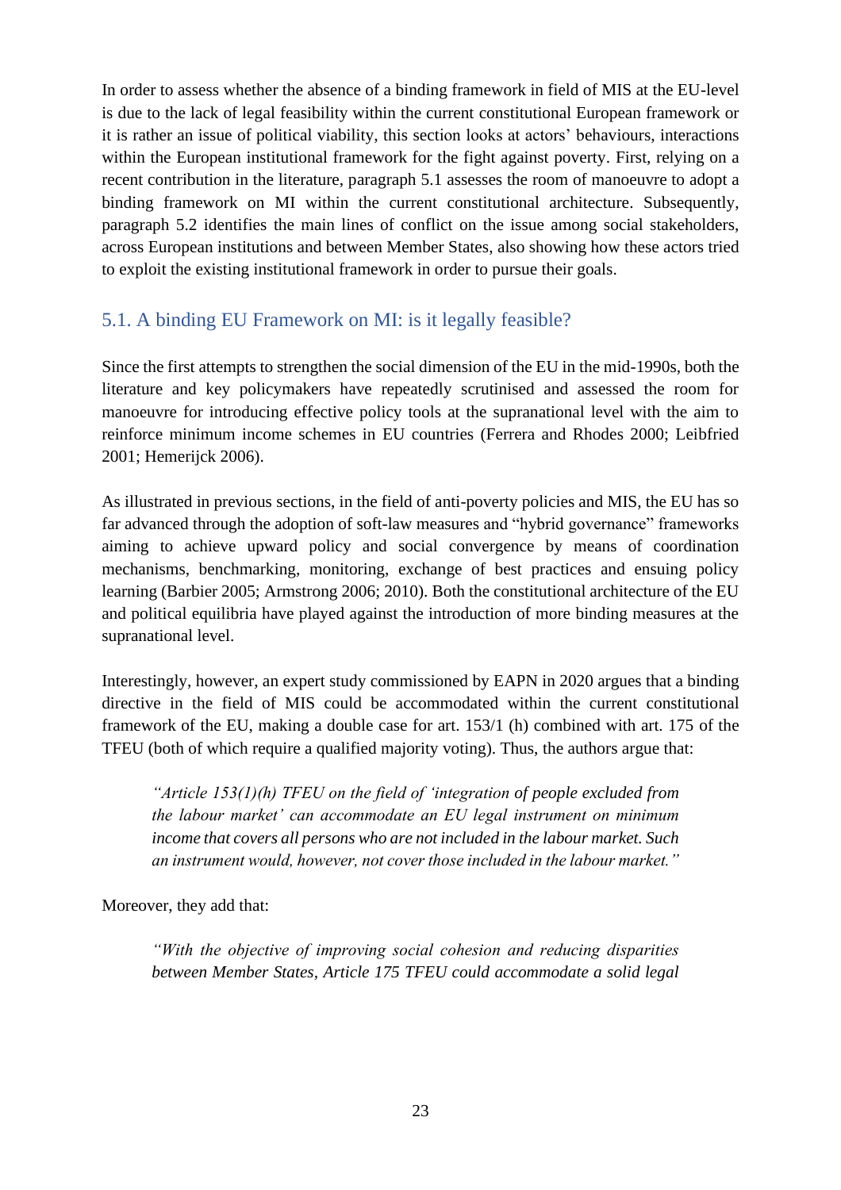In order to assess whether the absence of a binding framework in field of MIS at the EU-level is due to the lack of legal feasibility within the current constitutional European framework or it is rather an issue of political viability, this section looks at actors' behaviours, interactions within the European institutional framework for the fight against poverty. First, relying on a recent contribution in the literature, paragraph 5.1 assesses the room of manoeuvre to adopt a binding framework on MI within the current constitutional architecture. Subsequently, paragraph 5.2 identifies the main lines of conflict on the issue among social stakeholders, across European institutions and between Member States, also showing how these actors tried to exploit the existing institutional framework in order to pursue their goals.

## 5.1. A binding EU Framework on MI: is it legally feasible?

Since the first attempts to strengthen the social dimension of the EU in the mid-1990s, both the literature and key policymakers have repeatedly scrutinised and assessed the room for manoeuvre for introducing effective policy tools at the supranational level with the aim to reinforce minimum income schemes in EU countries (Ferrera and Rhodes 2000; Leibfried 2001; Hemerijck 2006).

As illustrated in previous sections, in the field of anti-poverty policies and MIS, the EU has so far advanced through the adoption of soft-law measures and "hybrid governance" frameworks aiming to achieve upward policy and social convergence by means of coordination mechanisms, benchmarking, monitoring, exchange of best practices and ensuing policy learning (Barbier 2005; Armstrong 2006; 2010). Both the constitutional architecture of the EU and political equilibria have played against the introduction of more binding measures at the supranational level.

Interestingly, however, an expert study commissioned by EAPN in 2020 argues that a binding directive in the field of MIS could be accommodated within the current constitutional framework of the EU, making a double case for art. 153/1 (h) combined with art. 175 of the TFEU (both of which require a qualified majority voting). Thus, the authors argue that:

> *"Article 153(1)(h) TFEU on the field of 'integration of people excluded from the labour market' can accommodate an EU legal instrument on minimum income that covers all persons who are not included in the labour market. Such an instrument would, however, not cover those included in the labour market."*

Moreover, they add that:

> *"With the objective of improving social cohesion and reducing disparities between Member States, Article 175 TFEU could accommodate a solid legal*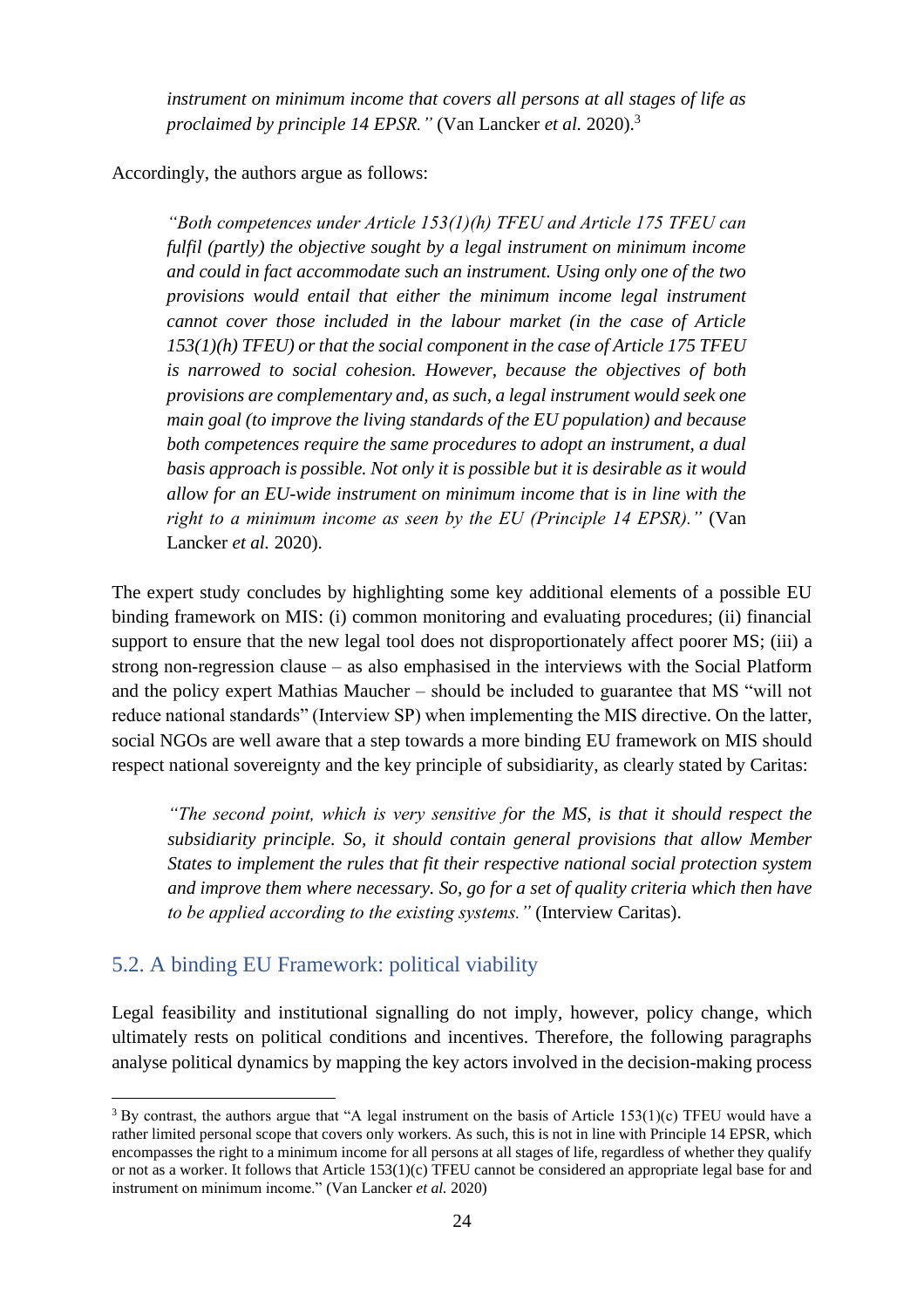*instrument on minimum income that covers all persons at all stages of life as proclaimed by principle 14 EPSR."* (Van Lancker *et al.* 2020).[3]

Accordingly, the authors argue as follows:

> *"Both competences under Article 153(1)(h) TFEU and Article 175 TFEU can fulfil (partly) the objective sought by a legal instrument on minimum income and could in fact accommodate such an instrument. Using only one of the two provisions would entail that either the minimum income legal instrument cannot cover those included in the labour market (in the case of Article 153(1)(h) TFEU) or that the social component in the case of Article 175 TFEU is narrowed to social cohesion. However, because the objectives of both provisions are complementary and, as such, a legal instrument would seek one main goal (to improve the living standards of the EU population) and because both competences require the same procedures to adopt an instrument, a dual basis approach is possible. Not only it is possible but it is desirable as it would allow for an EU-wide instrument on minimum income that is in line with the right to a minimum income as seen by the EU (Principle 14 EPSR)."* (Van Lancker *et al.* 2020).

The expert study concludes by highlighting some key additional elements of a possible EU binding framework on MIS: (i) common monitoring and evaluating procedures; (ii) financial support to ensure that the new legal tool does not disproportionately affect poorer MS; (iii) a strong non-regression clause – as also emphasised in the interviews with the Social Platform and the policy expert Mathias Maucher – should be included to guarantee that MS "will not reduce national standards" (Interview SP) when implementing the MIS directive. On the latter, social NGOs are well aware that a step towards a more binding EU framework on MIS should respect national sovereignty and the key principle of subsidiarity, as clearly stated by Caritas:

> *"The second point, which is very sensitive for the MS, is that it should respect the subsidiarity principle. So, it should contain general provisions that allow Member States to implement the rules that fit their respective national social protection system and improve them where necessary. So, go for a set of quality criteria which then have to be applied according to the existing systems."* (Interview Caritas).

## 5.2. A binding EU Framework: political viability

Legal feasibility and institutional signalling do not imply, however, policy change, which ultimately rests on political conditions and incentives. Therefore, the following paragraphs analyse political dynamics by mapping the key actors involved in the decision-making process

---

[3] By contrast, the authors argue that "A legal instrument on the basis of Article 153(1)(c) TFEU would have a rather limited personal scope that covers only workers. As such, this is not in line with Principle 14 EPSR, which encompasses the right to a minimum income for all persons at all stages of life, regardless of whether they qualify or not as a worker. It follows that Article 153(1)(c) TFEU cannot be considered an appropriate legal base for and instrument on minimum income." (Van Lancker *et al.* 2020)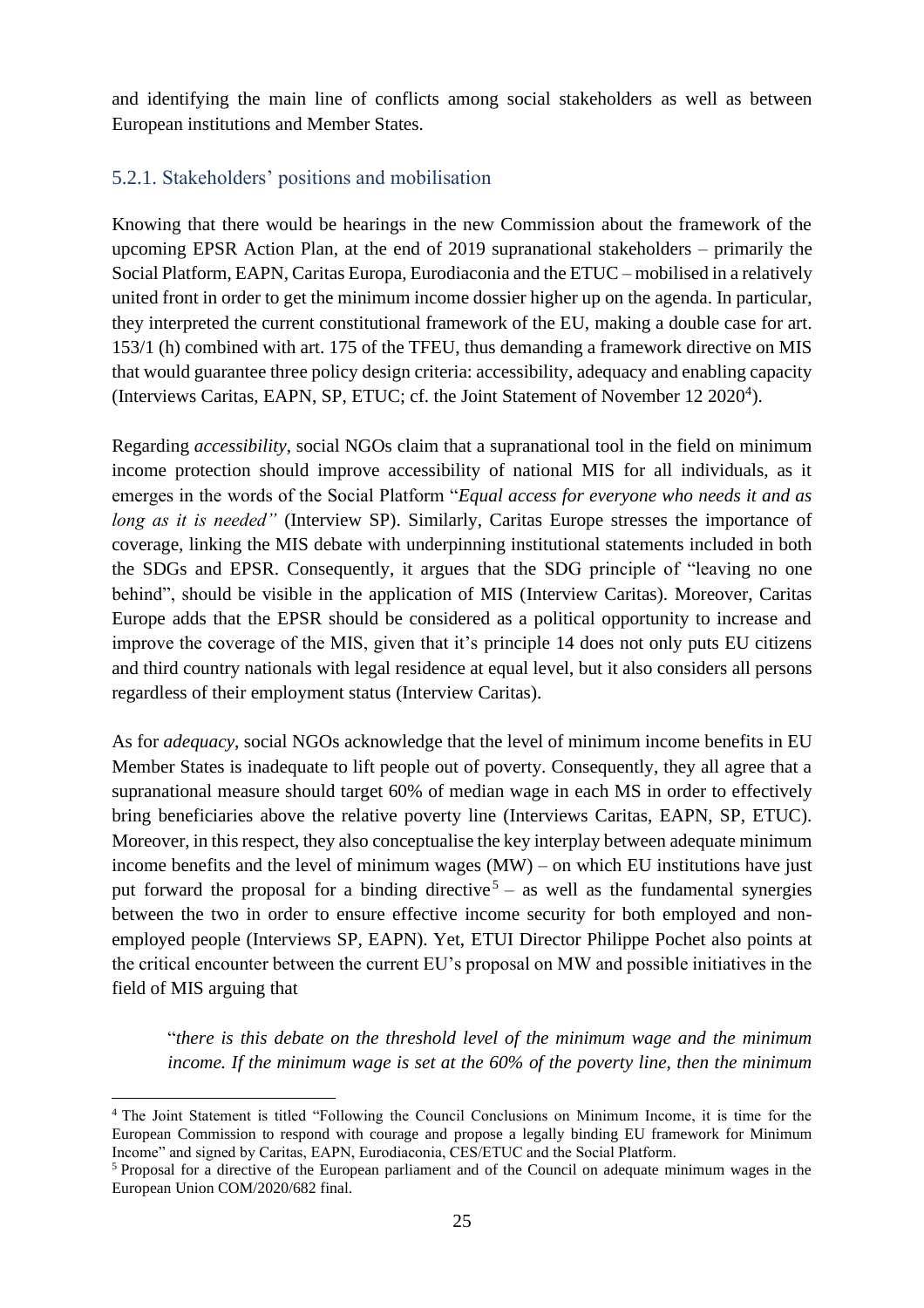and identifying the main line of conflicts among social stakeholders as well as between European institutions and Member States.

### 5.2.1. Stakeholders' positions and mobilisation

Knowing that there would be hearings in the new Commission about the framework of the upcoming EPSR Action Plan, at the end of 2019 supranational stakeholders – primarily the Social Platform, EAPN, Caritas Europa, Eurodiaconia and the ETUC – mobilised in a relatively united front in order to get the minimum income dossier higher up on the agenda. In particular, they interpreted the current constitutional framework of the EU, making a double case for art. 153/1 (h) combined with art. 175 of the TFEU, thus demanding a framework directive on MIS that would guarantee three policy design criteria: accessibility, adequacy and enabling capacity (Interviews Caritas, EAPN, SP, ETUC; cf. the Joint Statement of November 12 2020[4]).

Regarding *accessibility*, social NGOs claim that a supranational tool in the field on minimum income protection should improve accessibility of national MIS for all individuals, as it emerges in the words of the Social Platform "*Equal access for everyone who needs it and as long as it is needed"* (Interview SP). Similarly, Caritas Europe stresses the importance of coverage, linking the MIS debate with underpinning institutional statements included in both the SDGs and EPSR. Consequently, it argues that the SDG principle of "leaving no one behind", should be visible in the application of MIS (Interview Caritas). Moreover, Caritas Europe adds that the EPSR should be considered as a political opportunity to increase and improve the coverage of the MIS, given that it's principle 14 does not only puts EU citizens and third country nationals with legal residence at equal level, but it also considers all persons regardless of their employment status (Interview Caritas).

As for *adequacy*, social NGOs acknowledge that the level of minimum income benefits in EU Member States is inadequate to lift people out of poverty. Consequently, they all agree that a supranational measure should target 60% of median wage in each MS in order to effectively bring beneficiaries above the relative poverty line (Interviews Caritas, EAPN, SP, ETUC). Moreover, in this respect, they also conceptualise the key interplay between adequate minimum income benefits and the level of minimum wages (MW) – on which EU institutions have just put forward the proposal for a binding directive[5] – as well as the fundamental synergies between the two in order to ensure effective income security for both employed and non-employed people (Interviews SP, EAPN). Yet, ETUI Director Philippe Pochet also points at the critical encounter between the current EU's proposal on MW and possible initiatives in the field of MIS arguing that

> "*there is this debate on the threshold level of the minimum wage and the minimum income. If the minimum wage is set at the 60% of the poverty line, then the minimum*

---

[4] The Joint Statement is titled "Following the Council Conclusions on Minimum Income, it is time for the European Commission to respond with courage and propose a legally binding EU framework for Minimum Income" and signed by Caritas, EAPN, Eurodiaconia, CES/ETUC and the Social Platform.

[5] Proposal for a directive of the European parliament and of the Council on adequate minimum wages in the European Union COM/2020/682 final.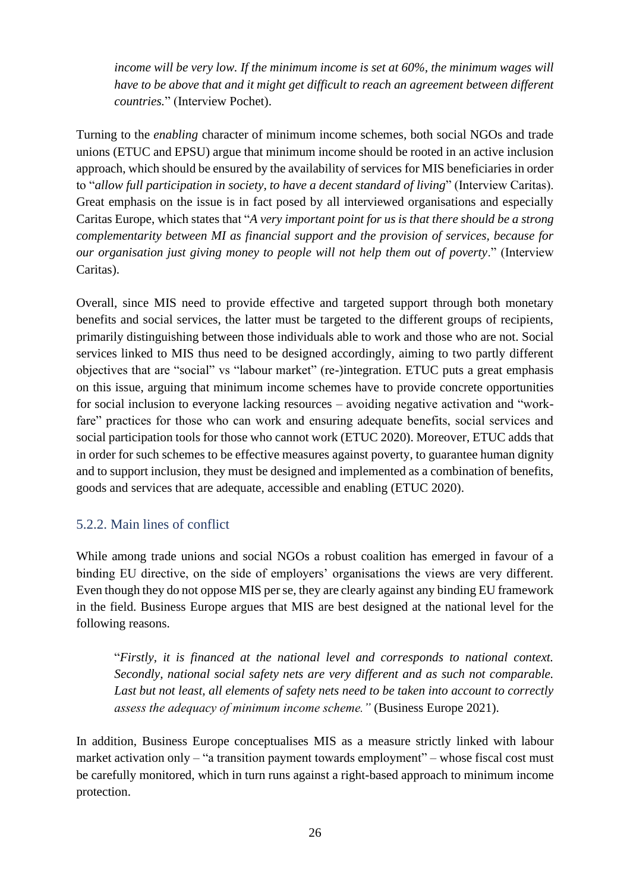*income will be very low. If the minimum income is set at 60%, the minimum wages will have to be above that and it might get difficult to reach an agreement between different countries.*" (Interview Pochet).

Turning to the *enabling* character of minimum income schemes, both social NGOs and trade unions (ETUC and EPSU) argue that minimum income should be rooted in an active inclusion approach, which should be ensured by the availability of services for MIS beneficiaries in order to "*allow full participation in society, to have a decent standard of living*" (Interview Caritas). Great emphasis on the issue is in fact posed by all interviewed organisations and especially Caritas Europe, which states that "*A very important point for us is that there should be a strong complementarity between MI as financial support and the provision of services, because for our organisation just giving money to people will not help them out of poverty*." (Interview Caritas).

Overall, since MIS need to provide effective and targeted support through both monetary benefits and social services, the latter must be targeted to the different groups of recipients, primarily distinguishing between those individuals able to work and those who are not. Social services linked to MIS thus need to be designed accordingly, aiming to two partly different objectives that are "social" vs "labour market" (re-)integration. ETUC puts a great emphasis on this issue, arguing that minimum income schemes have to provide concrete opportunities for social inclusion to everyone lacking resources – avoiding negative activation and "work-fare" practices for those who can work and ensuring adequate benefits, social services and social participation tools for those who cannot work (ETUC 2020). Moreover, ETUC adds that in order for such schemes to be effective measures against poverty, to guarantee human dignity and to support inclusion, they must be designed and implemented as a combination of benefits, goods and services that are adequate, accessible and enabling (ETUC 2020).

### 5.2.2. Main lines of conflict

While among trade unions and social NGOs a robust coalition has emerged in favour of a binding EU directive, on the side of employers' organisations the views are very different. Even though they do not oppose MIS per se, they are clearly against any binding EU framework in the field. Business Europe argues that MIS are best designed at the national level for the following reasons.

> "*Firstly, it is financed at the national level and corresponds to national context. Secondly, national social safety nets are very different and as such not comparable. Last but not least, all elements of safety nets need to be taken into account to correctly assess the adequacy of minimum income scheme."* (Business Europe 2021).

In addition, Business Europe conceptualises MIS as a measure strictly linked with labour market activation only – "a transition payment towards employment" – whose fiscal cost must be carefully monitored, which in turn runs against a right-based approach to minimum income protection.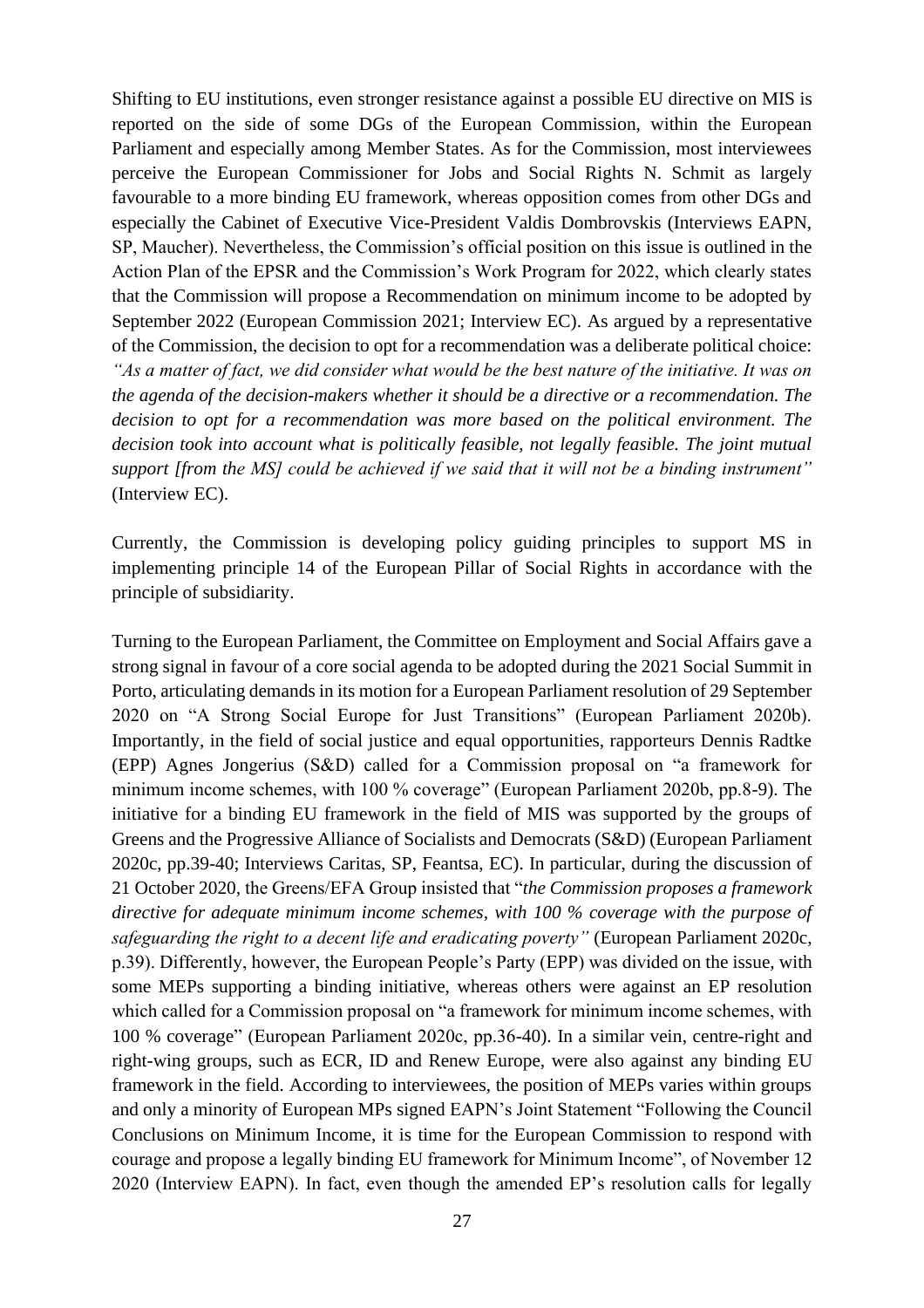Shifting to EU institutions, even stronger resistance against a possible EU directive on MIS is reported on the side of some DGs of the European Commission, within the European Parliament and especially among Member States. As for the Commission, most interviewees perceive the European Commissioner for Jobs and Social Rights N. Schmit as largely favourable to a more binding EU framework, whereas opposition comes from other DGs and especially the Cabinet of Executive Vice-President Valdis Dombrovskis (Interviews EAPN, SP, Maucher). Nevertheless, the Commission's official position on this issue is outlined in the Action Plan of the EPSR and the Commission's Work Program for 2022, which clearly states that the Commission will propose a Recommendation on minimum income to be adopted by September 2022 (European Commission 2021; Interview EC). As argued by a representative of the Commission, the decision to opt for a recommendation was a deliberate political choice: *"As a matter of fact, we did consider what would be the best nature of the initiative. It was on the agenda of the decision-makers whether it should be a directive or a recommendation. The decision to opt for a recommendation was more based on the political environment. The decision took into account what is politically feasible, not legally feasible. The joint mutual support [from the MS] could be achieved if we said that it will not be a binding instrument"* (Interview EC).

Currently, the Commission is developing policy guiding principles to support MS in implementing principle 14 of the European Pillar of Social Rights in accordance with the principle of subsidiarity.

Turning to the European Parliament, the Committee on Employment and Social Affairs gave a strong signal in favour of a core social agenda to be adopted during the 2021 Social Summit in Porto, articulating demands in its motion for a European Parliament resolution of 29 September 2020 on "A Strong Social Europe for Just Transitions" (European Parliament 2020b). Importantly, in the field of social justice and equal opportunities, rapporteurs Dennis Radtke (EPP) Agnes Jongerius (S&D) called for a Commission proposal on "a framework for minimum income schemes, with 100 % coverage" (European Parliament 2020b, pp.8-9). The initiative for a binding EU framework in the field of MIS was supported by the groups of Greens and the Progressive Alliance of Socialists and Democrats (S&D) (European Parliament 2020c, pp.39-40; Interviews Caritas, SP, Feantsa, EC). In particular, during the discussion of 21 October 2020, the Greens/EFA Group insisted that "*the Commission proposes a framework directive for adequate minimum income schemes, with 100 % coverage with the purpose of safeguarding the right to a decent life and eradicating poverty"* (European Parliament 2020c, p.39). Differently, however, the European People's Party (EPP) was divided on the issue, with some MEPs supporting a binding initiative, whereas others were against an EP resolution which called for a Commission proposal on "a framework for minimum income schemes, with 100 % coverage" (European Parliament 2020c, pp.36-40). In a similar vein, centre-right and right-wing groups, such as ECR, ID and Renew Europe, were also against any binding EU framework in the field. According to interviewees, the position of MEPs varies within groups and only a minority of European MPs signed EAPN's Joint Statement "Following the Council Conclusions on Minimum Income, it is time for the European Commission to respond with courage and propose a legally binding EU framework for Minimum Income", of November 12 2020 (Interview EAPN). In fact, even though the amended EP's resolution calls for legally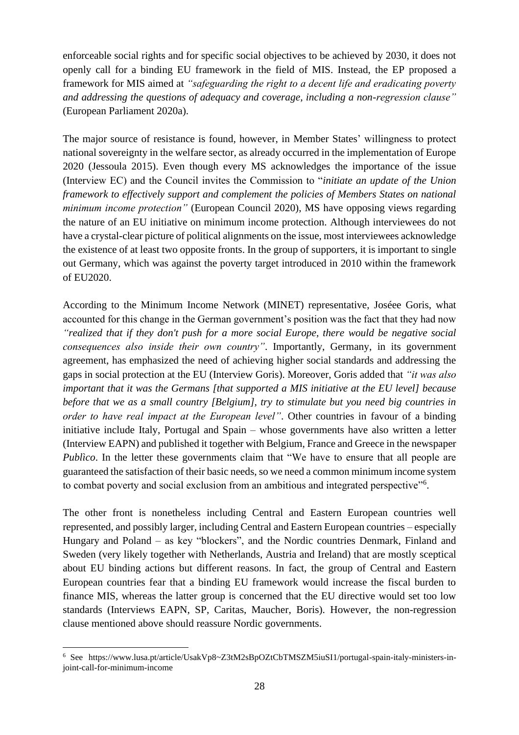enforceable social rights and for specific social objectives to be achieved by 2030, it does not openly call for a binding EU framework in the field of MIS. Instead, the EP proposed a framework for MIS aimed at *"safeguarding the right to a decent life and eradicating poverty and addressing the questions of adequacy and coverage, including a non-regression clause"* (European Parliament 2020a).

The major source of resistance is found, however, in Member States' willingness to protect national sovereignty in the welfare sector, as already occurred in the implementation of Europe 2020 (Jessoula 2015). Even though every MS acknowledges the importance of the issue (Interview EC) and the Council invites the Commission to "*initiate an update of the Union framework to effectively support and complement the policies of Members States on national minimum income protection"* (European Council 2020), MS have opposing views regarding the nature of an EU initiative on minimum income protection. Although interviewees do not have a crystal-clear picture of political alignments on the issue, most interviewees acknowledge the existence of at least two opposite fronts. In the group of supporters, it is important to single out Germany, which was against the poverty target introduced in 2010 within the framework of EU2020.

According to the Minimum Income Network (MINET) representative, Joséee Goris, what accounted for this change in the German government's position was the fact that they had now *"realized that if they don't push for a more social Europe, there would be negative social consequences also inside their own country"*. Importantly, Germany, in its government agreement, has emphasized the need of achieving higher social standards and addressing the gaps in social protection at the EU (Interview Goris). Moreover, Goris added that *"it was also important that it was the Germans [that supported a MIS initiative at the EU level] because before that we as a small country [Belgium], try to stimulate but you need big countries in order to have real impact at the European level"*. Other countries in favour of a binding initiative include Italy, Portugal and Spain – whose governments have also written a letter (Interview EAPN) and published it together with Belgium, France and Greece in the newspaper *Publìco*. In the letter these governments claim that "We have to ensure that all people are guaranteed the satisfaction of their basic needs, so we need a common minimum income system to combat poverty and social exclusion from an ambitious and integrated perspective"[6].

The other front is nonetheless including Central and Eastern European countries well represented, and possibly larger, including Central and Eastern European countries – especially Hungary and Poland – as key "blockers", and the Nordic countries Denmark, Finland and Sweden (very likely together with Netherlands, Austria and Ireland) that are mostly sceptical about EU binding actions but different reasons. In fact, the group of Central and Eastern European countries fear that a binding EU framework would increase the fiscal burden to finance MIS, whereas the latter group is concerned that the EU directive would set too low standards (Interviews EAPN, SP, Caritas, Maucher, Boris). However, the non-regression clause mentioned above should reassure Nordic governments.

[6] See https://www.lusa.pt/article/UsakVp8~Z3tM2sBpOZtCbTMSZM5iuSI1/portugal-spain-italy-ministers-in-joint-call-for-minimum-income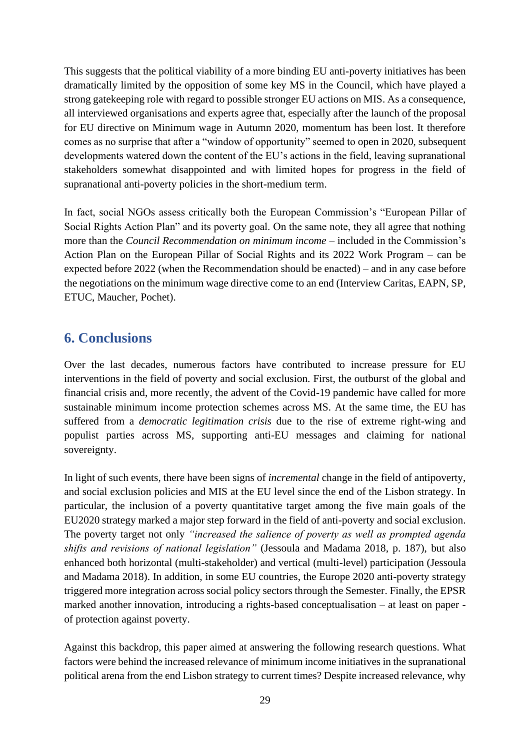This suggests that the political viability of a more binding EU anti-poverty initiatives has been dramatically limited by the opposition of some key MS in the Council, which have played a strong gatekeeping role with regard to possible stronger EU actions on MIS. As a consequence, all interviewed organisations and experts agree that, especially after the launch of the proposal for EU directive on Minimum wage in Autumn 2020, momentum has been lost. It therefore comes as no surprise that after a "window of opportunity" seemed to open in 2020, subsequent developments watered down the content of the EU's actions in the field, leaving supranational stakeholders somewhat disappointed and with limited hopes for progress in the field of supranational anti-poverty policies in the short-medium term.

In fact, social NGOs assess critically both the European Commission's "European Pillar of Social Rights Action Plan" and its poverty goal. On the same note, they all agree that nothing more than the *Council Recommendation on minimum income* – included in the Commission's Action Plan on the European Pillar of Social Rights and its 2022 Work Program – can be expected before 2022 (when the Recommendation should be enacted) – and in any case before the negotiations on the minimum wage directive come to an end (Interview Caritas, EAPN, SP, ETUC, Maucher, Pochet).

## 6. Conclusions

Over the last decades, numerous factors have contributed to increase pressure for EU interventions in the field of poverty and social exclusion. First, the outburst of the global and financial crisis and, more recently, the advent of the Covid-19 pandemic have called for more sustainable minimum income protection schemes across MS. At the same time, the EU has suffered from a *democratic legitimation crisis* due to the rise of extreme right-wing and populist parties across MS, supporting anti-EU messages and claiming for national sovereignty.

In light of such events, there have been signs of *incremental* change in the field of antipoverty, and social exclusion policies and MIS at the EU level since the end of the Lisbon strategy. In particular, the inclusion of a poverty quantitative target among the five main goals of the EU2020 strategy marked a major step forward in the field of anti-poverty and social exclusion. The poverty target not only *"increased the salience of poverty as well as prompted agenda shifts and revisions of national legislation"* (Jessoula and Madama 2018, p. 187), but also enhanced both horizontal (multi-stakeholder) and vertical (multi-level) participation (Jessoula and Madama 2018). In addition, in some EU countries, the Europe 2020 anti-poverty strategy triggered more integration across social policy sectors through the Semester. Finally, the EPSR marked another innovation, introducing a rights-based conceptualisation – at least on paper - of protection against poverty.

Against this backdrop, this paper aimed at answering the following research questions. What factors were behind the increased relevance of minimum income initiatives in the supranational political arena from the end Lisbon strategy to current times? Despite increased relevance, why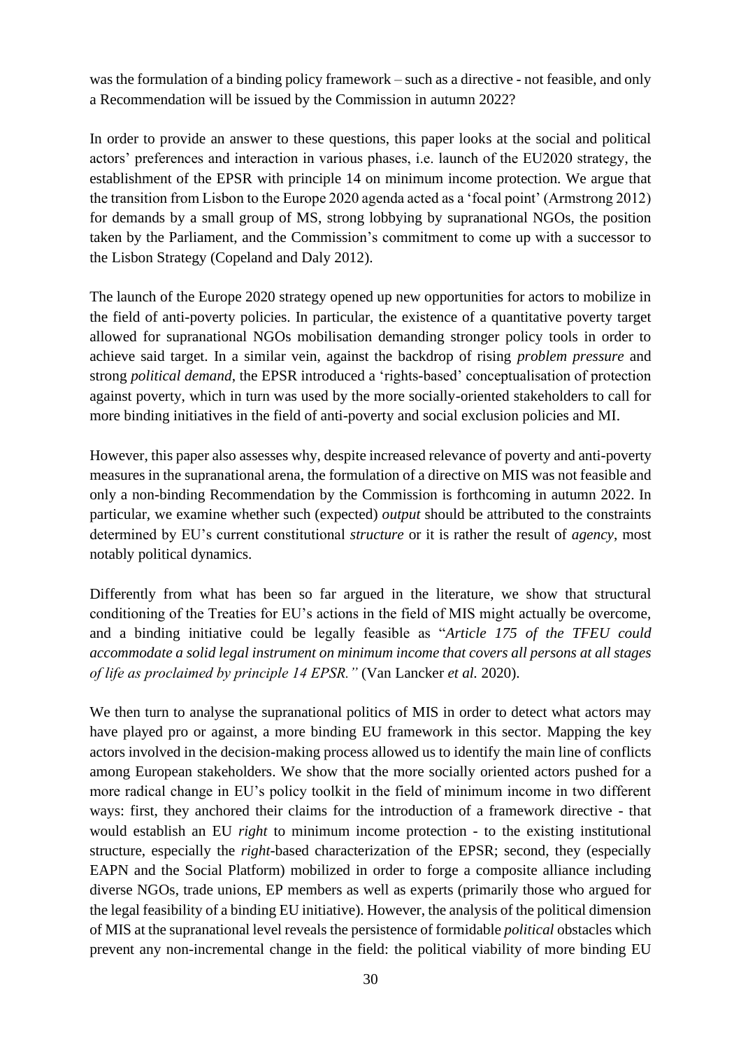was the formulation of a binding policy framework – such as a directive - not feasible, and only a Recommendation will be issued by the Commission in autumn 2022?

In order to provide an answer to these questions, this paper looks at the social and political actors' preferences and interaction in various phases, i.e. launch of the EU2020 strategy, the establishment of the EPSR with principle 14 on minimum income protection. We argue that the transition from Lisbon to the Europe 2020 agenda acted as a 'focal point' (Armstrong 2012) for demands by a small group of MS, strong lobbying by supranational NGOs, the position taken by the Parliament, and the Commission's commitment to come up with a successor to the Lisbon Strategy (Copeland and Daly 2012).

The launch of the Europe 2020 strategy opened up new opportunities for actors to mobilize in the field of anti-poverty policies. In particular, the existence of a quantitative poverty target allowed for supranational NGOs mobilisation demanding stronger policy tools in order to achieve said target. In a similar vein, against the backdrop of rising *problem pressure* and strong *political demand*, the EPSR introduced a 'rights-based' conceptualisation of protection against poverty, which in turn was used by the more socially-oriented stakeholders to call for more binding initiatives in the field of anti-poverty and social exclusion policies and MI.

However, this paper also assesses why, despite increased relevance of poverty and anti-poverty measures in the supranational arena, the formulation of a directive on MIS was not feasible and only a non-binding Recommendation by the Commission is forthcoming in autumn 2022. In particular, we examine whether such (expected) *output* should be attributed to the constraints determined by EU's current constitutional *structure* or it is rather the result of *agency*, most notably political dynamics.

Differently from what has been so far argued in the literature, we show that structural conditioning of the Treaties for EU's actions in the field of MIS might actually be overcome, and a binding initiative could be legally feasible as "*Article 175 of the TFEU could accommodate a solid legal instrument on minimum income that covers all persons at all stages of life as proclaimed by principle 14 EPSR."* (Van Lancker *et al.* 2020).

We then turn to analyse the supranational politics of MIS in order to detect what actors may have played pro or against, a more binding EU framework in this sector. Mapping the key actors involved in the decision-making process allowed us to identify the main line of conflicts among European stakeholders. We show that the more socially oriented actors pushed for a more radical change in EU's policy toolkit in the field of minimum income in two different ways: first, they anchored their claims for the introduction of a framework directive - that would establish an EU *right* to minimum income protection - to the existing institutional structure, especially the *right*-based characterization of the EPSR; second, they (especially EAPN and the Social Platform) mobilized in order to forge a composite alliance including diverse NGOs, trade unions, EP members as well as experts (primarily those who argued for the legal feasibility of a binding EU initiative). However, the analysis of the political dimension of MIS at the supranational level reveals the persistence of formidable *political* obstacles which prevent any non-incremental change in the field: the political viability of more binding EU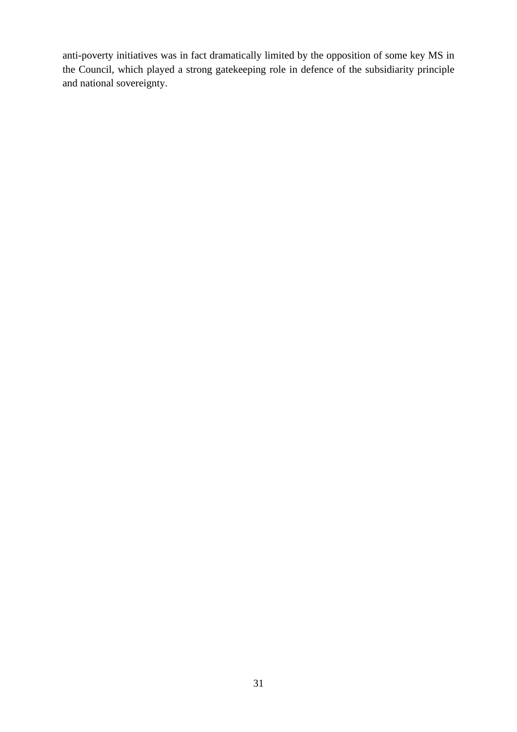anti-poverty initiatives was in fact dramatically limited by the opposition of some key MS in the Council, which played a strong gatekeeping role in defence of the subsidiarity principle and national sovereignty.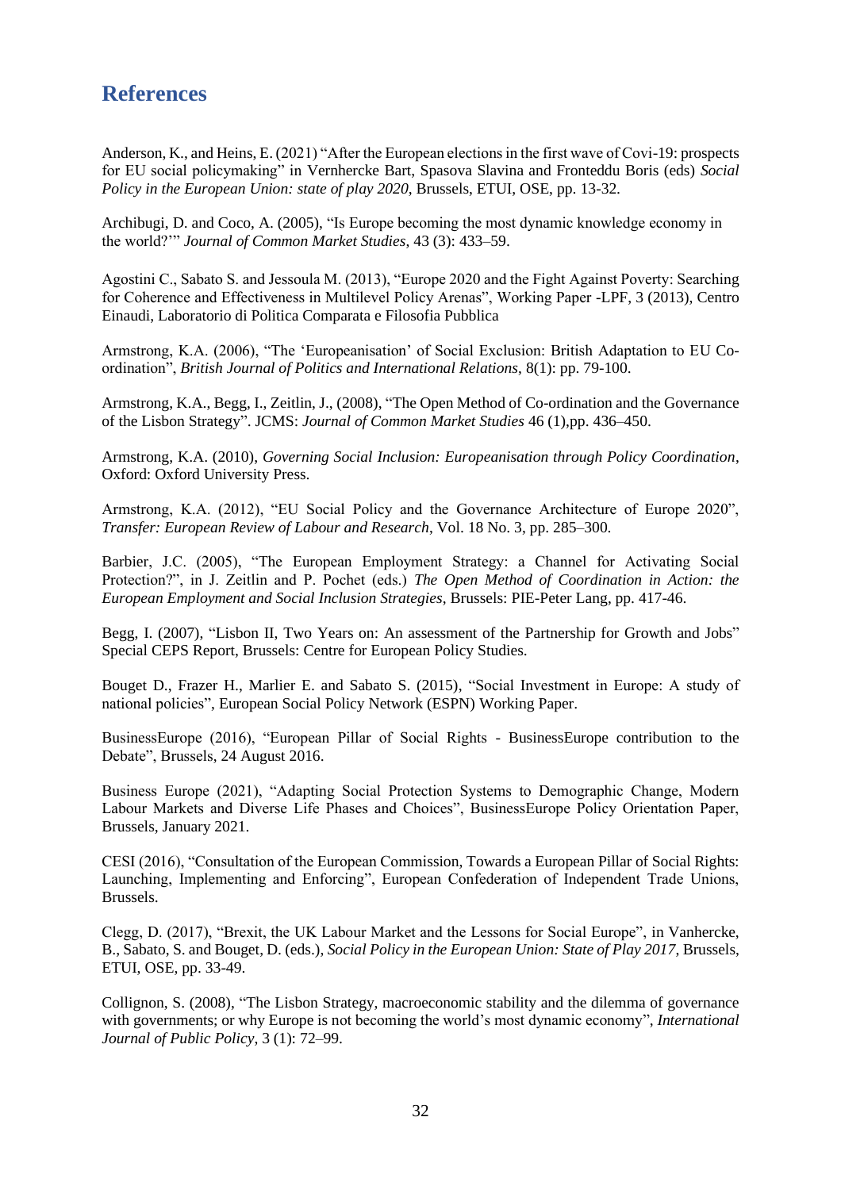# References

Anderson, K., and Heins, E. (2021) "After the European elections in the first wave of Covi-19: prospects for EU social policymaking" in Vernhercke Bart, Spasova Slavina and Fronteddu Boris (eds) *Social Policy in the European Union: state of play 2020*, Brussels, ETUI, OSE, pp. 13-32.

Archibugi, D. and Coco, A. (2005), "Is Europe becoming the most dynamic knowledge economy in the world?'" *Journal of Common Market Studies*, 43 (3): 433–59.

Agostini C., Sabato S. and Jessoula M. (2013), "Europe 2020 and the Fight Against Poverty: Searching for Coherence and Effectiveness in Multilevel Policy Arenas", Working Paper -LPF, 3 (2013), Centro Einaudi, Laboratorio di Politica Comparata e Filosofia Pubblica

Armstrong, K.A. (2006), "The 'Europeanisation' of Social Exclusion: British Adaptation to EU Co-ordination", *British Journal of Politics and International Relations*, 8(1): pp. 79-100.

Armstrong, K.A., Begg, I., Zeitlin, J., (2008), "The Open Method of Co-ordination and the Governance of the Lisbon Strategy". JCMS: *Journal of Common Market Studies* 46 (1),pp. 436–450.

Armstrong, K.A. (2010), *Governing Social Inclusion: Europeanisation through Policy Coordination*, Oxford: Oxford University Press.

Armstrong, K.A. (2012), "EU Social Policy and the Governance Architecture of Europe 2020", *Transfer: European Review of Labour and Research*, Vol. 18 No. 3, pp. 285–300.

Barbier, J.C. (2005), "The European Employment Strategy: a Channel for Activating Social Protection?", in J. Zeitlin and P. Pochet (eds.) *The Open Method of Coordination in Action: the European Employment and Social Inclusion Strategies*, Brussels: PIE-Peter Lang, pp. 417-46.

Begg, I. (2007), "Lisbon II, Two Years on: An assessment of the Partnership for Growth and Jobs" Special CEPS Report, Brussels: Centre for European Policy Studies.

Bouget D., Frazer H., Marlier E. and Sabato S. (2015), "Social Investment in Europe: A study of national policies", European Social Policy Network (ESPN) Working Paper.

BusinessEurope (2016), "European Pillar of Social Rights - BusinessEurope contribution to the Debate", Brussels, 24 August 2016.

Business Europe (2021), "Adapting Social Protection Systems to Demographic Change, Modern Labour Markets and Diverse Life Phases and Choices", BusinessEurope Policy Orientation Paper, Brussels, January 2021.

CESI (2016), "Consultation of the European Commission, Towards a European Pillar of Social Rights: Launching, Implementing and Enforcing", European Confederation of Independent Trade Unions, Brussels.

Clegg, D. (2017), "Brexit, the UK Labour Market and the Lessons for Social Europe", in Vanhercke, B., Sabato, S. and Bouget, D. (eds.), *Social Policy in the European Union: State of Play 2017*, Brussels, ETUI, OSE, pp. 33-49.

Collignon, S. (2008), "The Lisbon Strategy, macroeconomic stability and the dilemma of governance with governments; or why Europe is not becoming the world's most dynamic economy", *International Journal of Public Policy*, 3 (1): 72–99.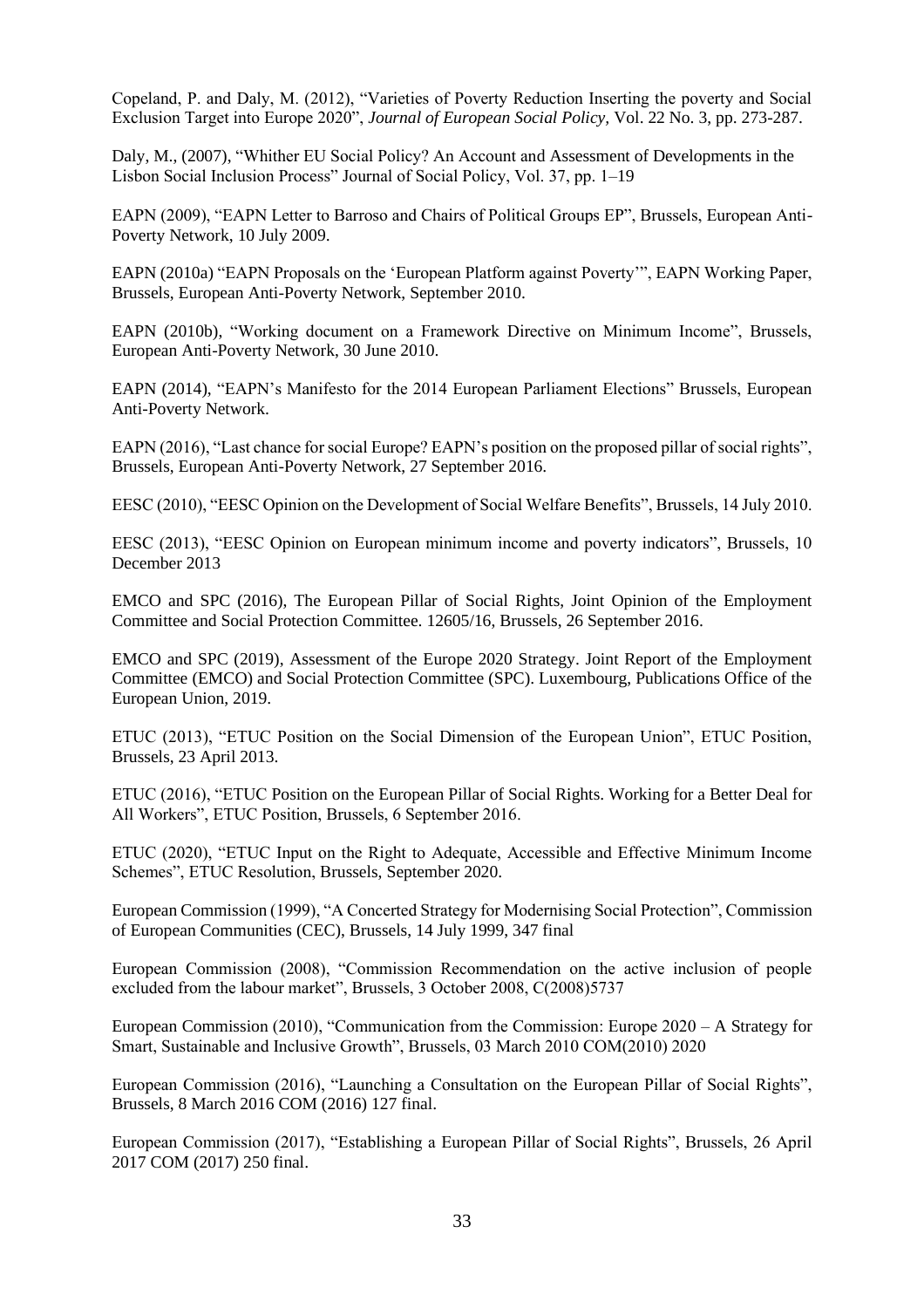Copeland, P. and Daly, M. (2012), "Varieties of Poverty Reduction Inserting the poverty and Social Exclusion Target into Europe 2020", *Journal of European Social Policy*, Vol. 22 No. 3, pp. 273-287.

Daly, M., (2007), "Whither EU Social Policy? An Account and Assessment of Developments in the Lisbon Social Inclusion Process" Journal of Social Policy, Vol. 37, pp. 1–19

EAPN (2009), "EAPN Letter to Barroso and Chairs of Political Groups EP", Brussels, European Anti-Poverty Network, 10 July 2009.

EAPN (2010a) "EAPN Proposals on the 'European Platform against Poverty'", EAPN Working Paper, Brussels, European Anti-Poverty Network, September 2010.

EAPN (2010b), "Working document on a Framework Directive on Minimum Income", Brussels, European Anti-Poverty Network, 30 June 2010.

EAPN (2014), "EAPN's Manifesto for the 2014 European Parliament Elections" Brussels, European Anti-Poverty Network.

EAPN (2016), "Last chance for social Europe? EAPN's position on the proposed pillar of social rights", Brussels, European Anti-Poverty Network, 27 September 2016.

EESC (2010), "EESC Opinion on the Development of Social Welfare Benefits", Brussels, 14 July 2010.

EESC (2013), "EESC Opinion on European minimum income and poverty indicators", Brussels, 10 December 2013

EMCO and SPC (2016), The European Pillar of Social Rights, Joint Opinion of the Employment Committee and Social Protection Committee. 12605/16, Brussels, 26 September 2016.

EMCO and SPC (2019), Assessment of the Europe 2020 Strategy. Joint Report of the Employment Committee (EMCO) and Social Protection Committee (SPC). Luxembourg, Publications Office of the European Union, 2019.

ETUC (2013), "ETUC Position on the Social Dimension of the European Union", ETUC Position, Brussels, 23 April 2013.

ETUC (2016), "ETUC Position on the European Pillar of Social Rights. Working for a Better Deal for All Workers", ETUC Position, Brussels, 6 September 2016.

ETUC (2020), "ETUC Input on the Right to Adequate, Accessible and Effective Minimum Income Schemes", ETUC Resolution, Brussels, September 2020.

European Commission (1999), "A Concerted Strategy for Modernising Social Protection", Commission of European Communities (CEC), Brussels, 14 July 1999, 347 final

European Commission (2008), "Commission Recommendation on the active inclusion of people excluded from the labour market", Brussels, 3 October 2008, C(2008)5737

European Commission (2010), "Communication from the Commission: Europe 2020 – A Strategy for Smart, Sustainable and Inclusive Growth", Brussels, 03 March 2010 COM(2010) 2020

European Commission (2016), "Launching a Consultation on the European Pillar of Social Rights", Brussels, 8 March 2016 COM (2016) 127 final.

European Commission (2017), "Establishing a European Pillar of Social Rights", Brussels, 26 April 2017 COM (2017) 250 final.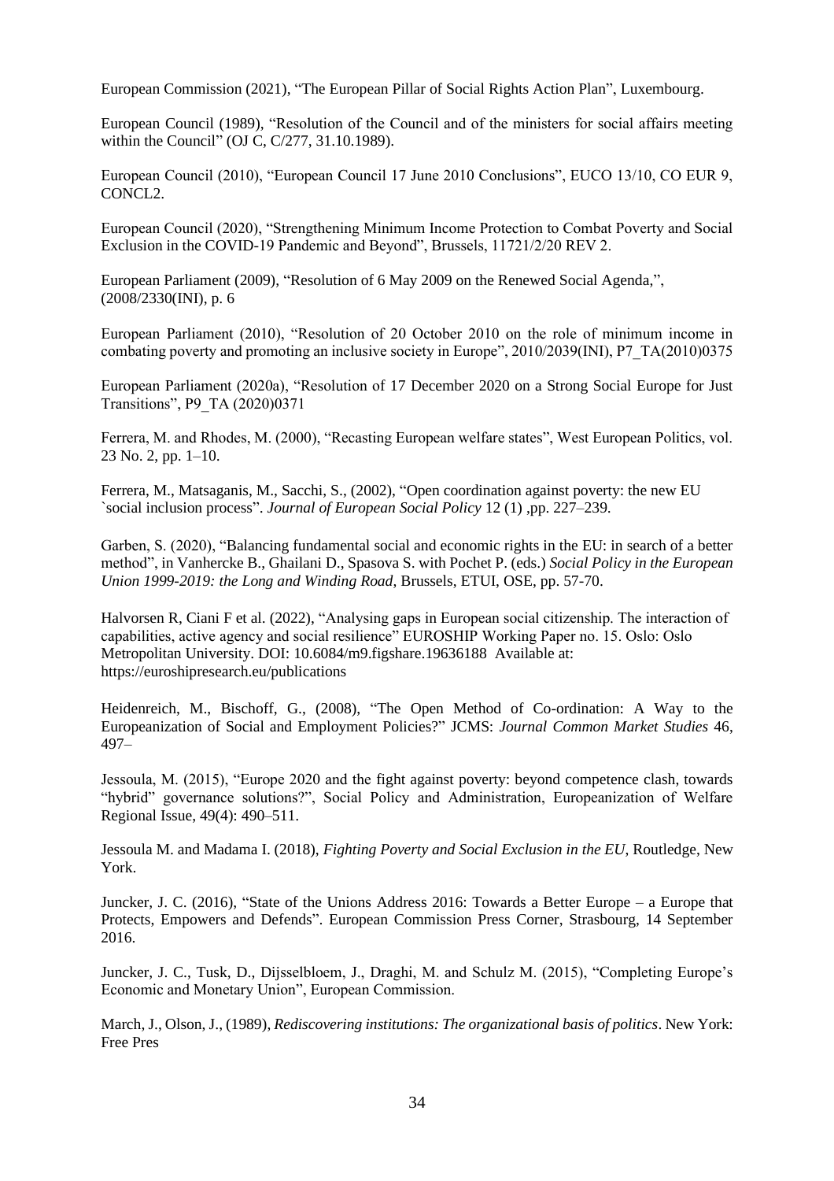European Commission (2021), "The European Pillar of Social Rights Action Plan", Luxembourg.

European Council (1989), "Resolution of the Council and of the ministers for social affairs meeting within the Council" (OJ C, C/277, 31.10.1989).

European Council (2010), "European Council 17 June 2010 Conclusions", EUCO 13/10, CO EUR 9, CONCL2.

European Council (2020), "Strengthening Minimum Income Protection to Combat Poverty and Social Exclusion in the COVID-19 Pandemic and Beyond", Brussels, 11721/2/20 REV 2.

European Parliament (2009), "Resolution of 6 May 2009 on the Renewed Social Agenda,", (2008/2330(INI), p. 6

European Parliament (2010), "Resolution of 20 October 2010 on the role of minimum income in combating poverty and promoting an inclusive society in Europe", 2010/2039(INI), P7_TA(2010)0375

European Parliament (2020a), "Resolution of 17 December 2020 on a Strong Social Europe for Just Transitions", P9_TA (2020)0371

Ferrera, M. and Rhodes, M. (2000), "Recasting European welfare states", West European Politics, vol. 23 No. 2, pp. 1–10.

Ferrera, M., Matsaganis, M., Sacchi, S., (2002), "Open coordination against poverty: the new EU `social inclusion process". *Journal of European Social Policy* 12 (1) ,pp. 227–239.

Garben, S. (2020), "Balancing fundamental social and economic rights in the EU: in search of a better method", in Vanhercke B., Ghailani D., Spasova S. with Pochet P. (eds.) *Social Policy in the European Union 1999-2019: the Long and Winding Road*, Brussels, ETUI, OSE, pp. 57-70.

Halvorsen R, Ciani F et al. (2022), "Analysing gaps in European social citizenship. The interaction of capabilities, active agency and social resilience" EUROSHIP Working Paper no. 15. Oslo: Oslo Metropolitan University. DOI: 10.6084/m9.figshare.19636188 Available at: https://euroshipresearch.eu/publications

Heidenreich, M., Bischoff, G., (2008), "The Open Method of Co-ordination: A Way to the Europeanization of Social and Employment Policies?" JCMS: *Journal Common Market Studies* 46, 497–

Jessoula, M. (2015), "Europe 2020 and the fight against poverty: beyond competence clash, towards "hybrid" governance solutions?", Social Policy and Administration, Europeanization of Welfare Regional Issue, 49(4): 490–511.

Jessoula M. and Madama I. (2018), *Fighting Poverty and Social Exclusion in the EU*, Routledge, New York.

Juncker, J. C. (2016), "State of the Unions Address 2016: Towards a Better Europe – a Europe that Protects, Empowers and Defends". European Commission Press Corner, Strasbourg, 14 September 2016.

Juncker, J. C., Tusk, D., Dijsselbloem, J., Draghi, M. and Schulz M. (2015), "Completing Europe's Economic and Monetary Union", European Commission.

March, J., Olson, J., (1989), *Rediscovering institutions: The organizational basis of politics*. New York: Free Pres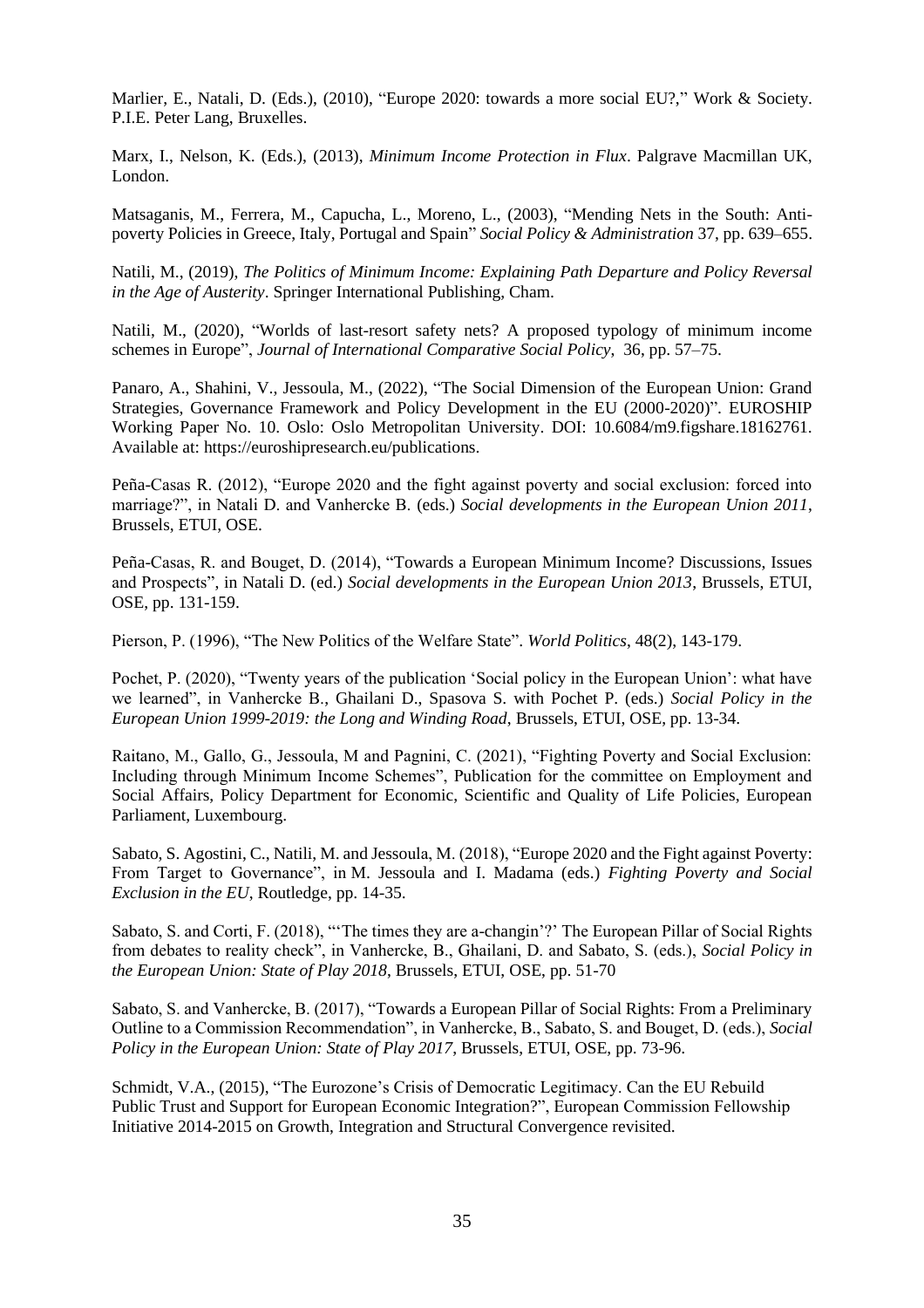Marlier, E., Natali, D. (Eds.), (2010), "Europe 2020: towards a more social EU?," Work & Society. P.I.E. Peter Lang, Bruxelles.

Marx, I., Nelson, K. (Eds.), (2013), *Minimum Income Protection in Flux*. Palgrave Macmillan UK, London.

Matsaganis, M., Ferrera, M., Capucha, L., Moreno, L., (2003), "Mending Nets in the South: Anti-poverty Policies in Greece, Italy, Portugal and Spain" *Social Policy & Administration* 37, pp. 639–655.

Natili, M., (2019), *The Politics of Minimum Income: Explaining Path Departure and Policy Reversal in the Age of Austerity*. Springer International Publishing, Cham.

Natili, M., (2020), "Worlds of last-resort safety nets? A proposed typology of minimum income schemes in Europe", *Journal of International Comparative Social Policy*, 36, pp. 57–75.

Panaro, A., Shahini, V., Jessoula, M., (2022), "The Social Dimension of the European Union: Grand Strategies, Governance Framework and Policy Development in the EU (2000-2020)". EUROSHIP Working Paper No. 10. Oslo: Oslo Metropolitan University. DOI: 10.6084/m9.figshare.18162761. Available at: https://euroshipresearch.eu/publications.

Peña-Casas R. (2012), "Europe 2020 and the fight against poverty and social exclusion: forced into marriage?", in Natali D. and Vanhercke B. (eds.) *Social developments in the European Union 2011*, Brussels, ETUI, OSE.

Peña-Casas, R. and Bouget, D. (2014), "Towards a European Minimum Income? Discussions, Issues and Prospects", in Natali D. (ed.) *Social developments in the European Union 2013*, Brussels, ETUI, OSE, pp. 131-159.

Pierson, P. (1996), "The New Politics of the Welfare State". *World Politics*, 48(2), 143-179.

Pochet, P. (2020), "Twenty years of the publication 'Social policy in the European Union': what have we learned", in Vanhercke B., Ghailani D., Spasova S. with Pochet P. (eds.) *Social Policy in the European Union 1999-2019: the Long and Winding Road*, Brussels, ETUI, OSE, pp. 13-34.

Raitano, M., Gallo, G., Jessoula, M and Pagnini, C. (2021), "Fighting Poverty and Social Exclusion: Including through Minimum Income Schemes", Publication for the committee on Employment and Social Affairs, Policy Department for Economic, Scientific and Quality of Life Policies, European Parliament, Luxembourg.

Sabato, S. Agostini, C., Natili, M. and Jessoula, M. (2018), "Europe 2020 and the Fight against Poverty: From Target to Governance", in M. Jessoula and I. Madama (eds.) *Fighting Poverty and Social Exclusion in the EU*, Routledge, pp. 14-35.

Sabato, S. and Corti, F. (2018), "'The times they are a-changin'?' The European Pillar of Social Rights from debates to reality check", in Vanhercke, B., Ghailani, D. and Sabato, S. (eds.), *Social Policy in the European Union: State of Play 2018*, Brussels, ETUI, OSE, pp. 51-70

Sabato, S. and Vanhercke, B. (2017), "Towards a European Pillar of Social Rights: From a Preliminary Outline to a Commission Recommendation", in Vanhercke, B., Sabato, S. and Bouget, D. (eds.), *Social Policy in the European Union: State of Play 2017*, Brussels, ETUI, OSE, pp. 73-96.

Schmidt, V.A., (2015), "The Eurozone's Crisis of Democratic Legitimacy. Can the EU Rebuild Public Trust and Support for European Economic Integration?", European Commission Fellowship Initiative 2014-2015 on Growth, Integration and Structural Convergence revisited.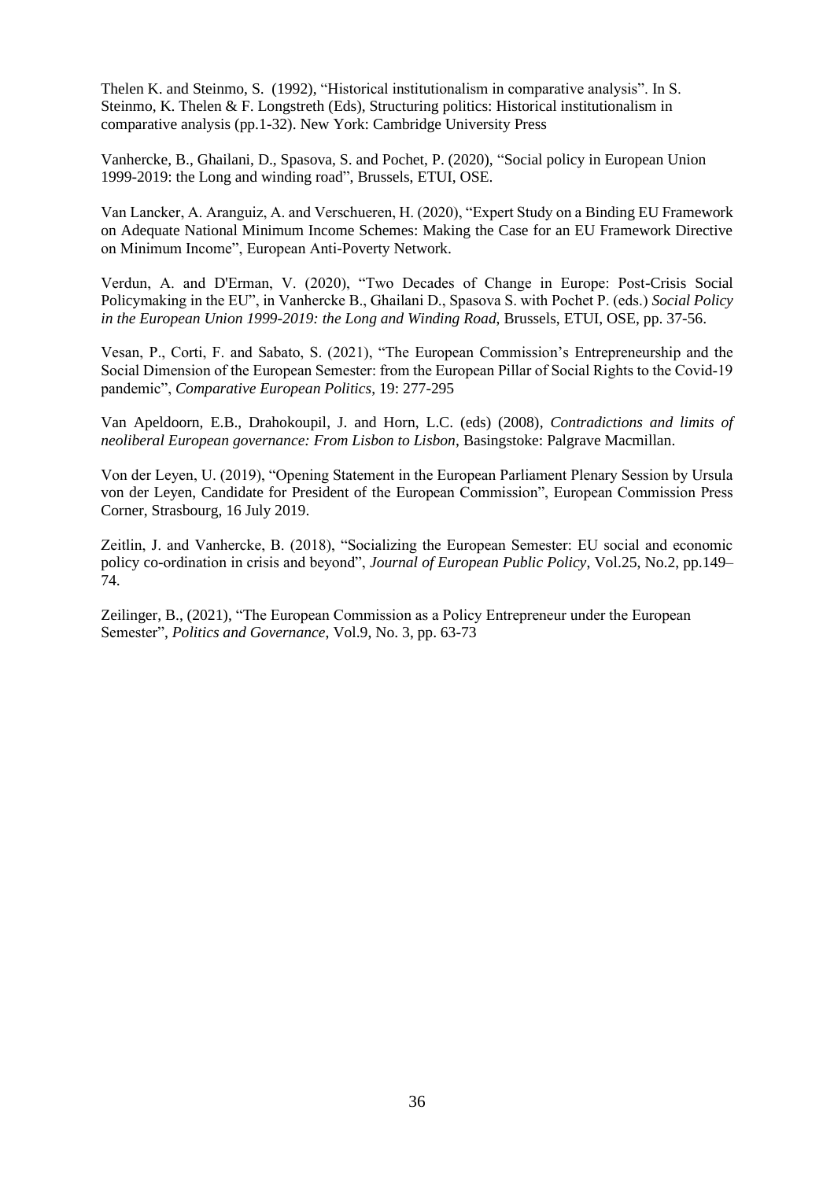Thelen K. and Steinmo, S. (1992), "Historical institutionalism in comparative analysis". In S. Steinmo, K. Thelen & F. Longstreth (Eds), Structuring politics: Historical institutionalism in comparative analysis (pp.1-32). New York: Cambridge University Press

Vanhercke, B., Ghailani, D., Spasova, S. and Pochet, P. (2020), "Social policy in European Union 1999-2019: the Long and winding road", Brussels, ETUI, OSE.

Van Lancker, A. Aranguiz, A. and Verschueren, H. (2020), "Expert Study on a Binding EU Framework on Adequate National Minimum Income Schemes: Making the Case for an EU Framework Directive on Minimum Income", European Anti-Poverty Network.

Verdun, A. and D'Erman, V. (2020), "Two Decades of Change in Europe: Post-Crisis Social Policymaking in the EU", in Vanhercke B., Ghailani D., Spasova S. with Pochet P. (eds.) *Social Policy in the European Union 1999-2019: the Long and Winding Road*, Brussels, ETUI, OSE, pp. 37-56.

Vesan, P., Corti, F. and Sabato, S. (2021), "The European Commission's Entrepreneurship and the Social Dimension of the European Semester: from the European Pillar of Social Rights to the Covid-19 pandemic", *Comparative European Politics*, 19: 277-295

Van Apeldoorn, E.B., Drahokoupil, J. and Horn, L.C. (eds) (2008), *Contradictions and limits of neoliberal European governance: From Lisbon to Lisbon*, Basingstoke: Palgrave Macmillan.

Von der Leyen, U. (2019), "Opening Statement in the European Parliament Plenary Session by Ursula von der Leyen, Candidate for President of the European Commission", European Commission Press Corner, Strasbourg, 16 July 2019.

Zeitlin, J. and Vanhercke, B. (2018), "Socializing the European Semester: EU social and economic policy co-ordination in crisis and beyond", *Journal of European Public Policy*, Vol.25, No.2, pp.149–74.

Zeilinger, B., (2021), "The European Commission as a Policy Entrepreneur under the European Semester", *Politics and Governance*, Vol.9, No. 3, pp. 63-73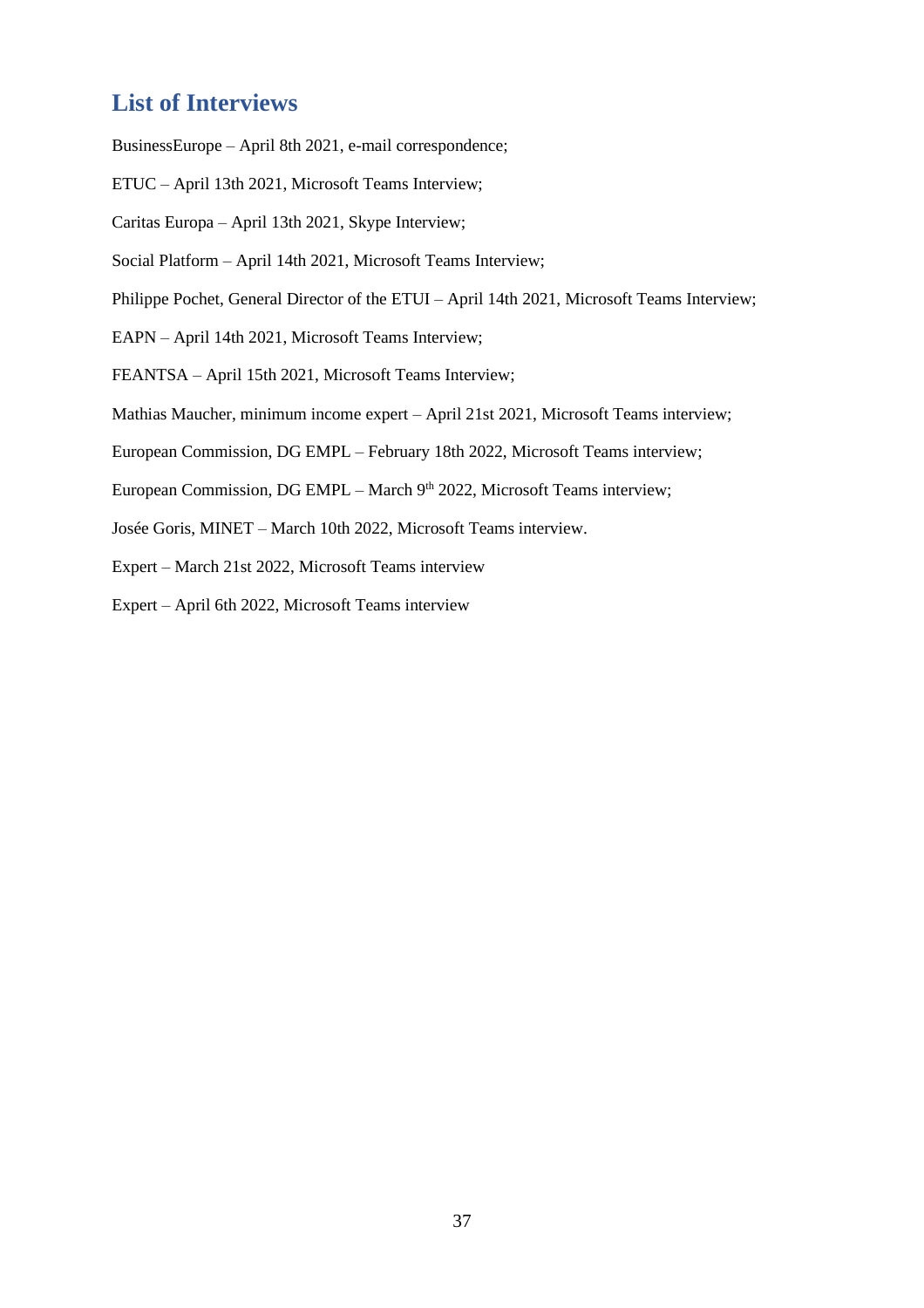## List of Interviews

BusinessEurope – April 8th 2021, e-mail correspondence;

ETUC – April 13th 2021, Microsoft Teams Interview;

Caritas Europa – April 13th 2021, Skype Interview;

Social Platform – April 14th 2021, Microsoft Teams Interview;

Philippe Pochet, General Director of the ETUI – April 14th 2021, Microsoft Teams Interview;

EAPN – April 14th 2021, Microsoft Teams Interview;

FEANTSA – April 15th 2021, Microsoft Teams Interview;

Mathias Maucher, minimum income expert – April 21st 2021, Microsoft Teams interview;

European Commission, DG EMPL – February 18th 2022, Microsoft Teams interview;

European Commission, DG EMPL – March 9th 2022, Microsoft Teams interview;

Josée Goris, MINET – March 10th 2022, Microsoft Teams interview.

Expert – March 21st 2022, Microsoft Teams interview

Expert – April 6th 2022, Microsoft Teams interview